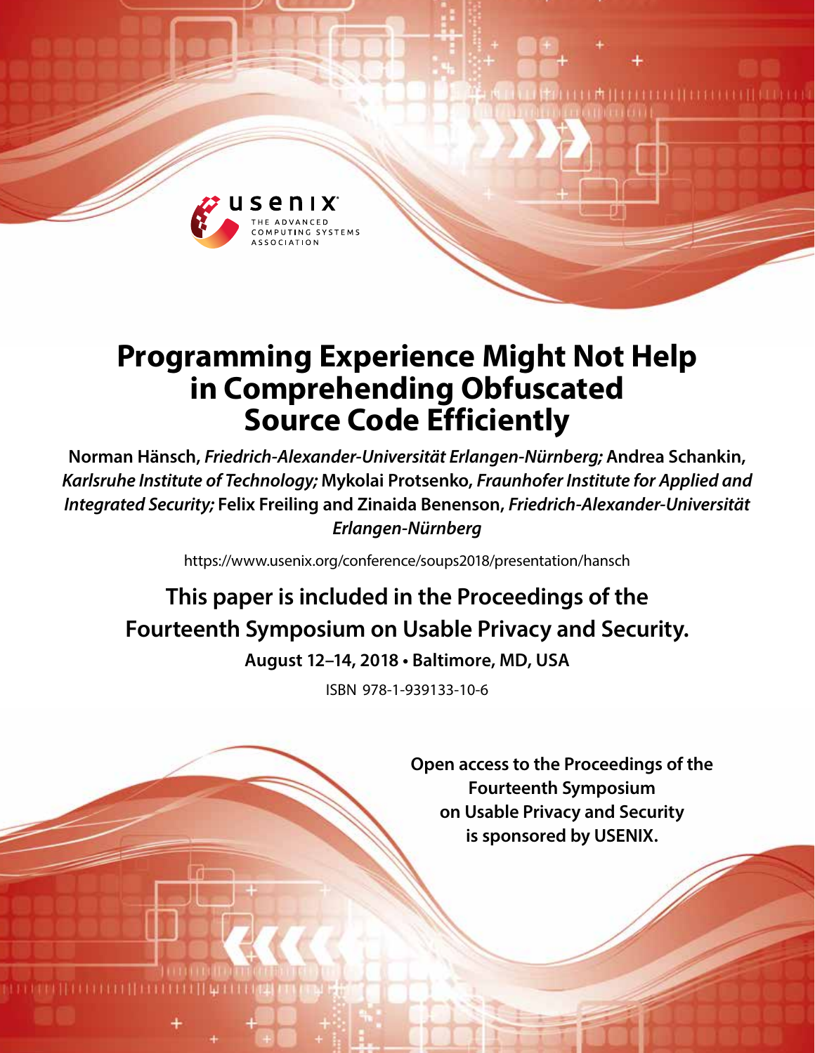# Programming Experience Might Not Help in Comprehending Obfuscated Source Code Efficiently

**Norman Hänsch,** ***Friedrich-Alexander-Universität Erlangen-Nürnberg;*** **Andrea Schankin,** ***Karlsruhe Institute of Technology;*** **Mykolai Protsenko,** ***Fraunhofer Institute for Applied and Integrated Security;*** **Felix Freiling and Zinaida Benenson,** ***Friedrich-Alexander-Universität Erlangen-Nürnberg***

https://www.usenix.org/conference/soups2018/presentation/hansch

**This paper is included in the Proceedings of the Fourteenth Symposium on Usable Privacy and Security.**

**August 12–14, 2018 • Baltimore, MD, USA**

ISBN 978-1-939133-10-6

**Open access to the Proceedings of the Fourteenth Symposium on Usable Privacy and Security is sponsored by USENIX.**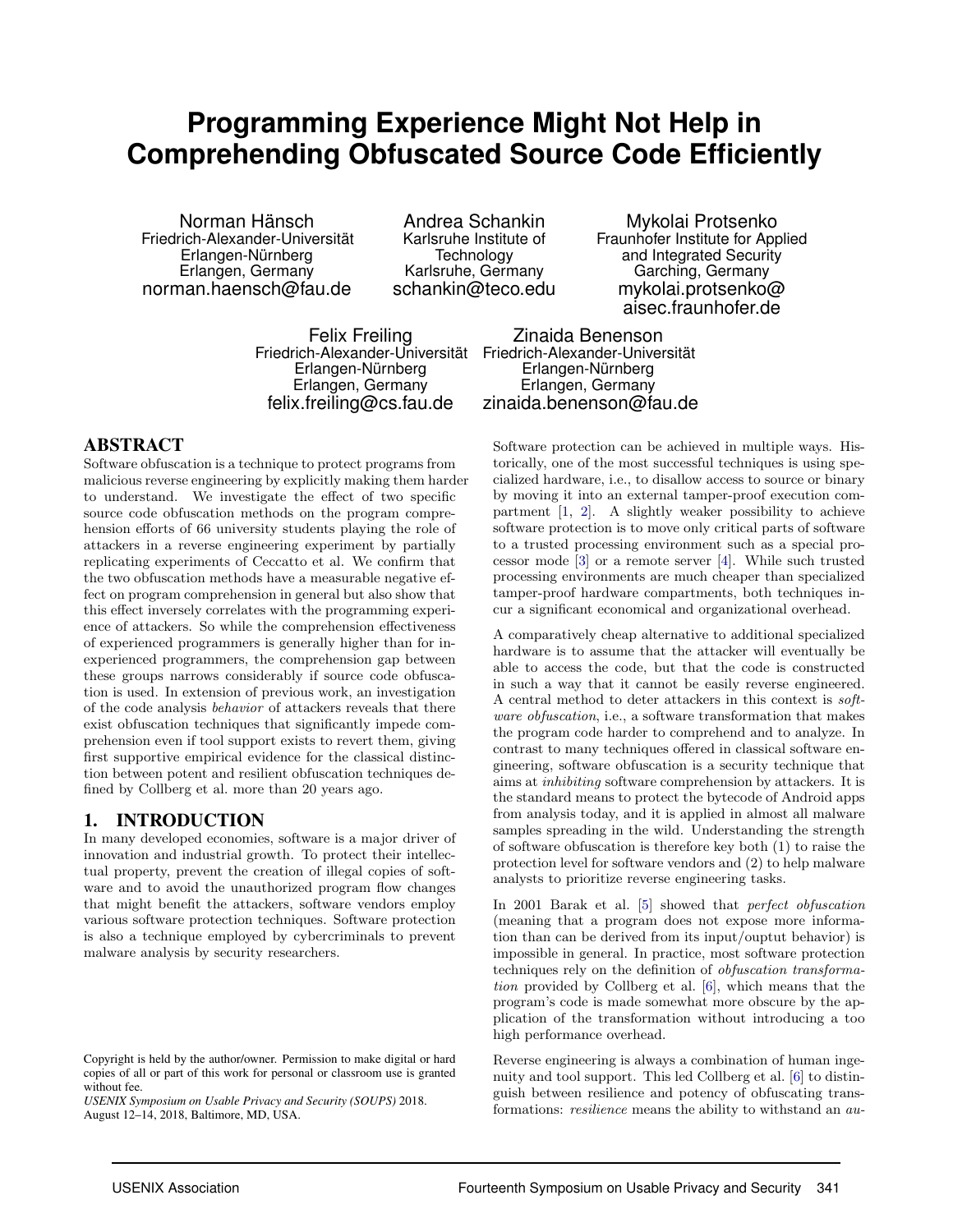# Programming Experience Might Not Help in Comprehending Obfuscated Source Code Efficiently

Norman Hänsch
Friedrich-Alexander-Universität Erlangen-Nürnberg
Erlangen, Germany
norman.haensch@fau.de

Andrea Schankin
Karlsruhe Institute of Technology
Karlsruhe, Germany
schankin@teco.edu

Mykolai Protsenko
Fraunhofer Institute for Applied and Integrated Security
Garching, Germany
mykolai.protsenko@aisec.fraunhofer.de

Felix Freiling
Friedrich-Alexander-Universität Erlangen-Nürnberg
Erlangen, Germany
felix.freiling@cs.fau.de

Zinaida Benenson
Friedrich-Alexander-Universität Erlangen-Nürnberg
Erlangen, Germany
zinaida.benenson@fau.de

## ABSTRACT

Software obfuscation is a technique to protect programs from malicious reverse engineering by explicitly making them harder to understand. We investigate the effect of two specific source code obfuscation methods on the program comprehension efforts of 66 university students playing the role of attackers in a reverse engineering experiment by partially replicating experiments of Ceccatto et al. We confirm that the two obfuscation methods have a measurable negative effect on program comprehension in general but also show that this effect inversely correlates with the programming experience of attackers. So while the comprehension effectiveness of experienced programmers is generally higher than for inexperienced programmers, the comprehension gap between these groups narrows considerably if source code obfuscation is used. In extension of previous work, an investigation of the code analysis *behavior* of attackers reveals that there exist obfuscation techniques that significantly impede comprehension even if tool support exists to revert them, giving first supportive empirical evidence for the classical distinction between potent and resilient obfuscation techniques defined by Collberg et al. more than 20 years ago.

## 1. INTRODUCTION

In many developed economies, software is a major driver of innovation and industrial growth. To protect their intellectual property, prevent the creation of illegal copies of software and to avoid the unauthorized program flow changes that might benefit the attackers, software vendors employ various software protection techniques. Software protection is also a technique employed by cybercriminals to prevent malware analysis by security researchers.

Copyright is held by the author/owner. Permission to make digital or hard copies of all or part of this work for personal or classroom use is granted without fee.
*USENIX Symposium on Usable Privacy and Security (SOUPS)* 2018.
August 12–14, 2018, Baltimore, MD, USA.

Software protection can be achieved in multiple ways. Historically, one of the most successful techniques is using specialized hardware, i.e., to disallow access to source or binary by moving it into an external tamper-proof execution compartment [1, 2]. A slightly weaker possibility to achieve software protection is to move only critical parts of software to a trusted processing environment such as a special processor mode [3] or a remote server [4]. While such trusted processing environments are much cheaper than specialized tamper-proof hardware compartments, both techniques incur a significant economical and organizational overhead.

A comparatively cheap alternative to additional specialized hardware is to assume that the attacker will eventually be able to access the code, but that the code is constructed in such a way that it cannot be easily reverse engineered. A central method to deter attackers in this context is *software obfuscation*, i.e., a software transformation that makes the program code harder to comprehend and to analyze. In contrast to many techniques offered in classical software engineering, software obfuscation is a security technique that aims at *inhibiting* software comprehension by attackers. It is the standard means to protect the bytecode of Android apps from analysis today, and it is applied in almost all malware samples spreading in the wild. Understanding the strength of software obfuscation is therefore key both (1) to raise the protection level for software vendors and (2) to help malware analysts to prioritize reverse engineering tasks.

In 2001 Barak et al. [5] showed that *perfect obfuscation* (meaning that a program does not expose more information than can be derived from its input/ouptut behavior) is impossible in general. In practice, most software protection techniques rely on the definition of *obfuscation transformation* provided by Collberg et al. [6], which means that the program's code is made somewhat more obscure by the application of the transformation without introducing a too high performance overhead.

Reverse engineering is always a combination of human ingenuity and tool support. This led Collberg et al. [6] to distinguish between resilience and potency of obfuscating transformations: *resilience* means the ability to withstand an *au-*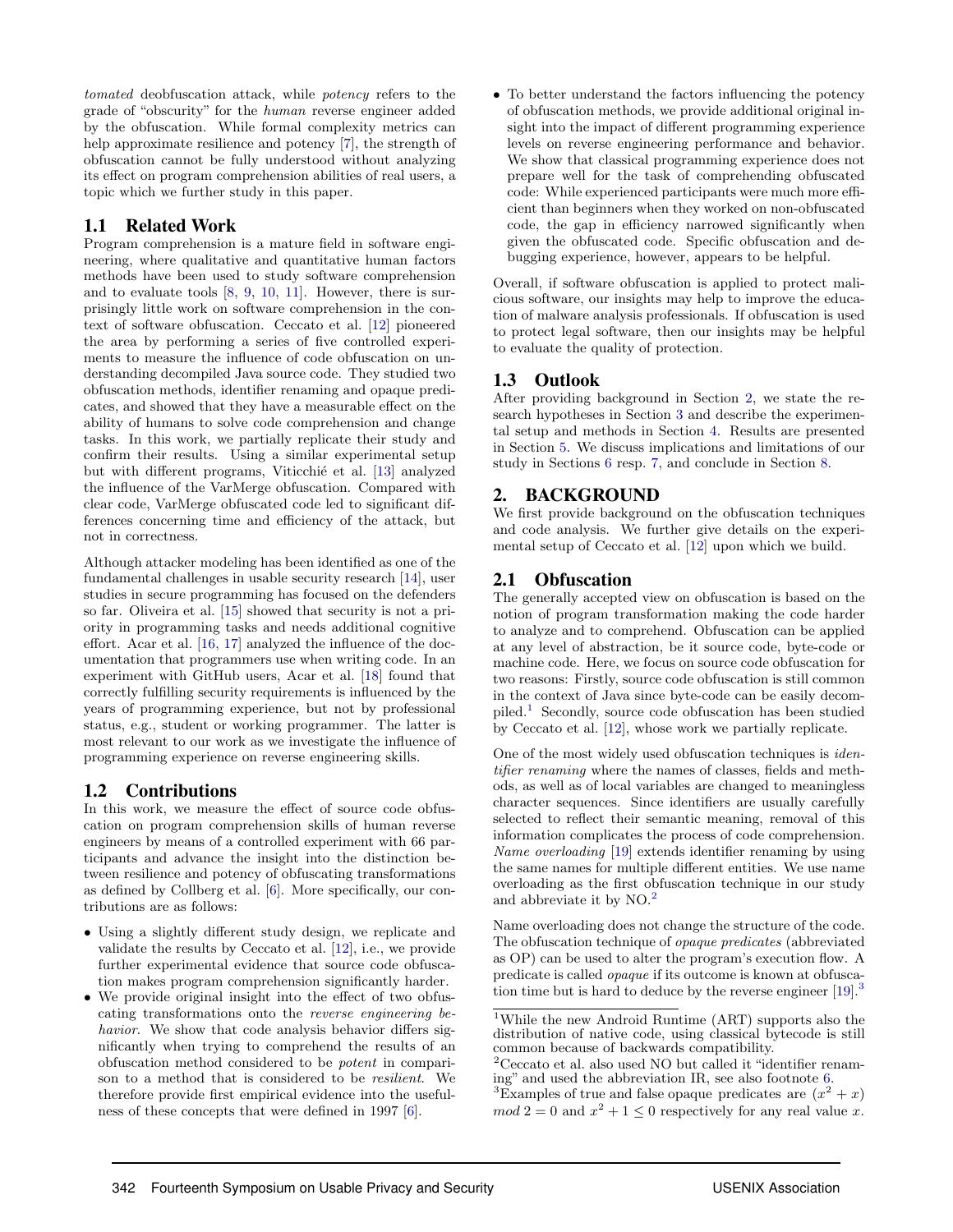*tomated* deobfuscation attack, while *potency* refers to the grade of "obscurity" for the *human* reverse engineer added by the obfuscation. While formal complexity metrics can help approximate resilience and potency [7], the strength of obfuscation cannot be fully understood without analyzing its effect on program comprehension abilities of real users, a topic which we further study in this paper.

### 1.1 Related Work

Program comprehension is a mature field in software engineering, where qualitative and quantitative human factors methods have been used to study software comprehension and to evaluate tools [8, 9, 10, 11]. However, there is surprisingly little work on software comprehension in the context of software obfuscation. Ceccato et al. [12] pioneered the area by performing a series of five controlled experiments to measure the influence of code obfuscation on understanding decompiled Java source code. They studied two obfuscation methods, identifier renaming and opaque predicates, and showed that they have a measurable effect on the ability of humans to solve code comprehension and change tasks. In this work, we partially replicate their study and confirm their results. Using a similar experimental setup but with different programs, Viticchié et al. [13] analyzed the influence of the VarMerge obfuscation. Compared with clear code, VarMerge obfuscated code led to significant differences concerning time and efficiency of the attack, but not in correctness.

Although attacker modeling has been identified as one of the fundamental challenges in usable security research [14], user studies in secure programming has focused on the defenders so far. Oliveira et al. [15] showed that security is not a priority in programming tasks and needs additional cognitive effort. Acar et al. [16, 17] analyzed the influence of the documentation that programmers use when writing code. In an experiment with GitHub users, Acar et al. [18] found that correctly fulfilling security requirements is influenced by the years of programming experience, but not by professional status, e.g., student or working programmer. The latter is most relevant to our work as we investigate the influence of programming experience on reverse engineering skills.

### 1.2 Contributions

In this work, we measure the effect of source code obfuscation on program comprehension skills of human reverse engineers by means of a controlled experiment with 66 participants and advance the insight into the distinction between resilience and potency of obfuscating transformations as defined by Collberg et al. [6]. More specifically, our contributions are as follows:

- Using a slightly different study design, we replicate and validate the results by Ceccato et al. [12], i.e., we provide further experimental evidence that source code obfuscation makes program comprehension significantly harder.
- We provide original insight into the effect of two obfuscating transformations onto the *reverse engineering behavior*. We show that code analysis behavior differs significantly when trying to comprehend the results of an obfuscation method considered to be *potent* in comparison to a method that is considered to be *resilient*. We therefore provide first empirical evidence into the usefulness of these concepts that were defined in 1997 [6].
- To better understand the factors influencing the potency of obfuscation methods, we provide additional original insight into the impact of different programming experience levels on reverse engineering performance and behavior. We show that classical programming experience does not prepare well for the task of comprehending obfuscated code: While experienced participants were much more efficient than beginners when they worked on non-obfuscated code, the gap in efficiency narrowed significantly when given the obfuscated code. Specific obfuscation and debugging experience, however, appears to be helpful.

Overall, if software obfuscation is applied to protect malicious software, our insights may help to improve the education of malware analysis professionals. If obfuscation is used to protect legal software, then our insights may be helpful to evaluate the quality of protection.

### 1.3 Outlook

After providing background in Section 2, we state the research hypotheses in Section 3 and describe the experimental setup and methods in Section 4. Results are presented in Section 5. We discuss implications and limitations of our study in Sections 6 resp. 7, and conclude in Section 8.

## 2. BACKGROUND

We first provide background on the obfuscation techniques and code analysis. We further give details on the experimental setup of Ceccato et al. [12] upon which we build.

### 2.1 Obfuscation

The generally accepted view on obfuscation is based on the notion of program transformation making the code harder to analyze and to comprehend. Obfuscation can be applied at any level of abstraction, be it source code, byte-code or machine code. Here, we focus on source code obfuscation for two reasons: Firstly, source code obfuscation is still common in the context of Java since byte-code can be easily decompiled.[1] Secondly, source code obfuscation has been studied by Ceccato et al. [12], whose work we partially replicate.

One of the most widely used obfuscation techniques is *identifier renaming* where the names of classes, fields and methods, as well as of local variables are changed to meaningless character sequences. Since identifiers are usually carefully selected to reflect their semantic meaning, removal of this information complicates the process of code comprehension. *Name overloading* [19] extends identifier renaming by using the same names for multiple different entities. We use name overloading as the first obfuscation technique in our study and abbreviate it by NO.[2]

Name overloading does not change the structure of the code. The obfuscation technique of *opaque predicates* (abbreviated as OP) can be used to alter the program's execution flow. A predicate is called *opaque* if its outcome is known at obfuscation time but is hard to deduce by the reverse engineer [19].[3]

[1] While the new Android Runtime (ART) supports also the distribution of native code, using classical bytecode is still common because of backwards compatibility.

[2] Ceccato et al. also used NO but called it "identifier renaming" and used the abbreviation IR, see also footnote 6.

[3] Examples of true and false opaque predicates are $(x^2 + x) \bmod 2 = 0$ and $x^2 + 1 \leq 0$ respectively for any real value $x$.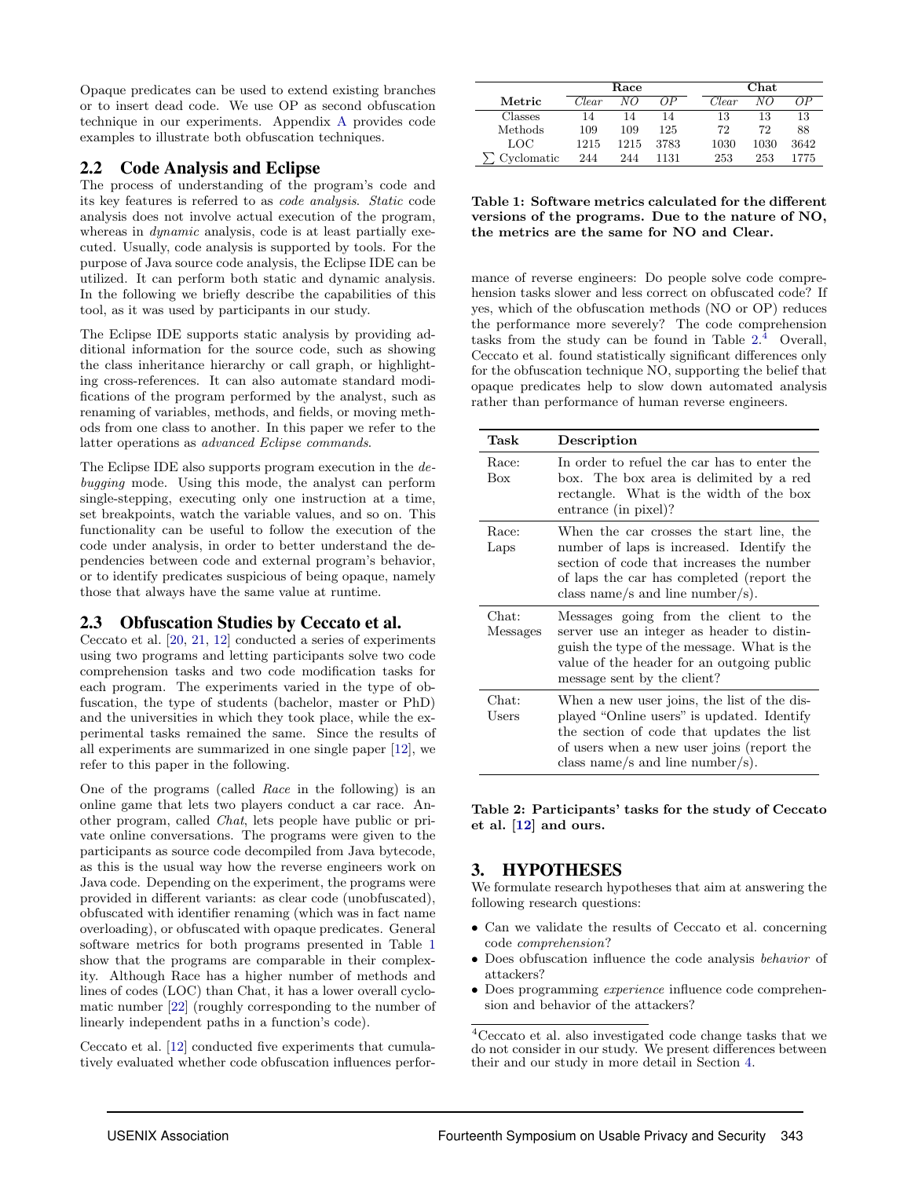Opaque predicates can be used to extend existing branches or to insert dead code. We use OP as second obfuscation technique in our experiments. Appendix A provides code examples to illustrate both obfuscation techniques.

## 2.2 Code Analysis and Eclipse

The process of understanding of the program's code and its key features is referred to as *code analysis*. *Static* code analysis does not involve actual execution of the program, whereas in *dynamic* analysis, code is at least partially executed. Usually, code analysis is supported by tools. For the purpose of Java source code analysis, the Eclipse IDE can be utilized. It can perform both static and dynamic analysis. In the following we briefly describe the capabilities of this tool, as it was used by participants in our study.

The Eclipse IDE supports static analysis by providing additional information for the source code, such as showing the class inheritance hierarchy or call graph, or highlighting cross-references. It can also automate standard modifications of the program performed by the analyst, such as renaming of variables, methods, and fields, or moving methods from one class to another. In this paper we refer to the latter operations as *advanced Eclipse commands*.

The Eclipse IDE also supports program execution in the *debugging* mode. Using this mode, the analyst can perform single-stepping, executing only one instruction at a time, set breakpoints, watch the variable values, and so on. This functionality can be useful to follow the execution of the code under analysis, in order to better understand the dependencies between code and external program's behavior, or to identify predicates suspicious of being opaque, namely those that always have the same value at runtime.

## 2.3 Obfuscation Studies by Ceccato et al.

Ceccato et al. [20, 21, 12] conducted a series of experiments using two programs and letting participants solve two code comprehension tasks and two code modification tasks for each program. The experiments varied in the type of obfuscation, the type of students (bachelor, master or PhD) and the universities in which they took place, while the experimental tasks remained the same. Since the results of all experiments are summarized in one single paper [12], we refer to this paper in the following.

One of the programs (called *Race* in the following) is an online game that lets two players conduct a car race. Another program, called *Chat*, lets people have public or private online conversations. The programs were given to the participants as source code decompiled from Java bytecode, as this is the usual way how the reverse engineers work on Java code. Depending on the experiment, the programs were provided in different variants: as clear code (unobfuscated), obfuscated with identifier renaming (which was in fact name overloading), or obfuscated with opaque predicates. General software metrics for both programs presented in Table 1 show that the programs are comparable in their complexity. Although Race has a higher number of methods and lines of codes (LOC) than Chat, it has a lower overall cyclomatic number [22] (roughly corresponding to the number of linearly independent paths in a function's code).

Ceccato et al. [12] conducted five experiments that cumulatively evaluated whether code obfuscation influences performance of reverse engineers: Do people solve code comprehension tasks slower and less correct on obfuscated code? If yes, which of the obfuscation methods (NO or OP) reduces the performance more severely? The code comprehension tasks from the study can be found in Table 2.[4] Overall, Ceccato et al. found statistically significant differences only for the obfuscation technique NO, supporting the belief that opaque predicates help to slow down automated analysis rather than performance of human reverse engineers.

| Metric | Race | | | Chat | | |
|---|---|---|---|---|---|---|
| | *Clear* | *NO* | *OP* | *Clear* | *NO* | *OP* |
| Classes | 14 | 14 | 14 | 13 | 13 | 13 |
| Methods | 109 | 109 | 125 | 72 | 72 | 88 |
| LOC | 1215 | 1215 | 3783 | 1030 | 1030 | 3642 |
| $\sum$ Cyclomatic | 244 | 244 | 1131 | 253 | 253 | 1775 |

**Table 1: Software metrics calculated for the different versions of the programs. Due to the nature of NO, the metrics are the same for NO and Clear.**

| Task | Description |
|---|---|
| Race: Box | In order to refuel the car has to enter the box. The box area is delimited by a red rectangle. What is the width of the box entrance (in pixel)? |
| Race: Laps | When the car crosses the start line, the number of laps is increased. Identify the section of code that increases the number of laps the car has completed (report the class name/s and line number/s). |
| Chat: Messages | Messages going from the client to the server use an integer as header to distinguish the type of the message. What is the value of the header for an outgoing public message sent by the client? |
| Chat: Users | When a new user joins, the list of the displayed "Online users" is updated. Identify the section of code that updates the list of users when a new user joins (report the class name/s and line number/s). |

**Table 2: Participants' tasks for the study of Ceccato et al. [12] and ours.**

# 3. HYPOTHESES

We formulate research hypotheses that aim at answering the following research questions:

- Can we validate the results of Ceccato et al. concerning code *comprehension*?
- Does obfuscation influence the code analysis *behavior* of attackers?
- Does programming *experience* influence code comprehension and behavior of the attackers?

[4] Ceccato et al. also investigated code change tasks that we do not consider in our study. We present differences between their and our study in more detail in Section 4.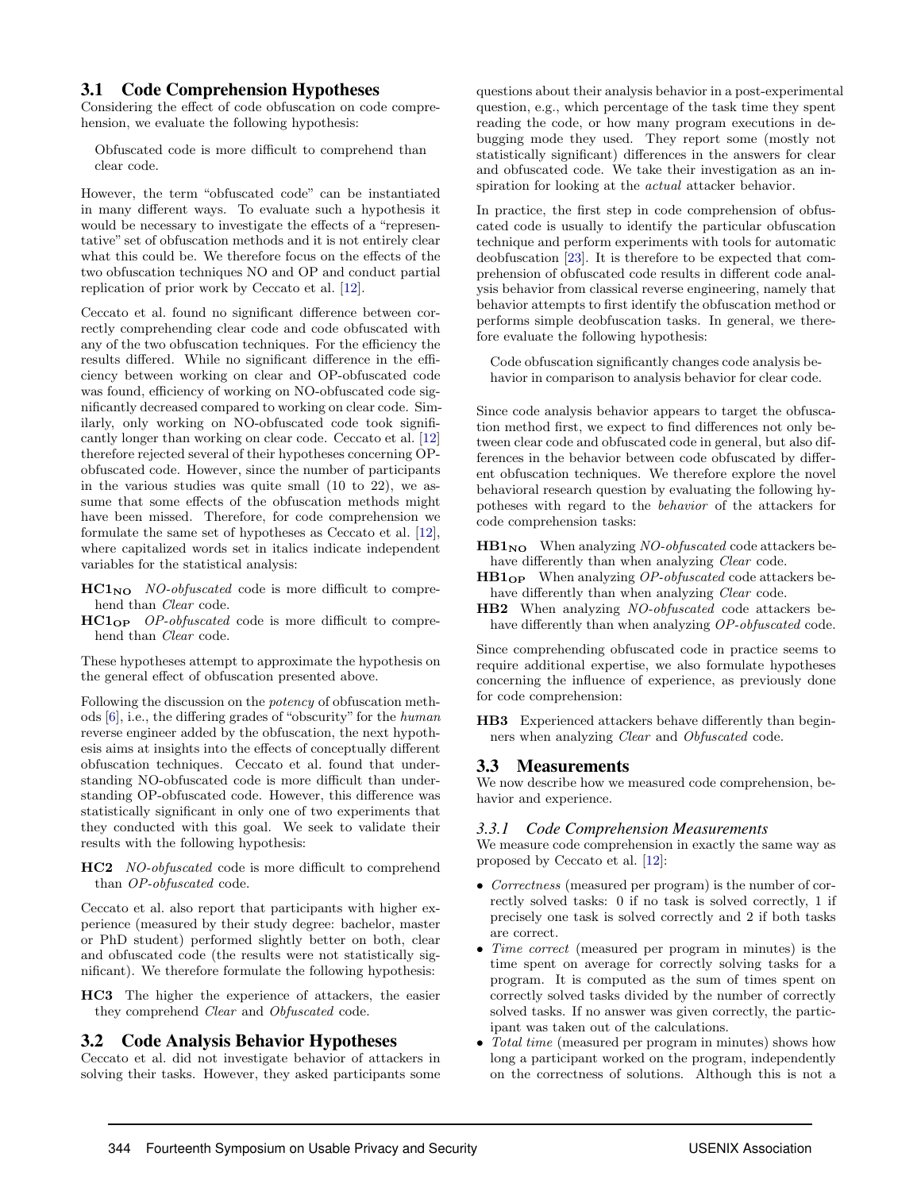## 3.1 Code Comprehension Hypotheses

Considering the effect of code obfuscation on code comprehension, we evaluate the following hypothesis:

> Obfuscated code is more difficult to comprehend than clear code.

However, the term "obfuscated code" can be instantiated in many different ways. To evaluate such a hypothesis it would be necessary to investigate the effects of a "representative" set of obfuscation methods and it is not entirely clear what this could be. We therefore focus on the effects of the two obfuscation techniques NO and OP and conduct partial replication of prior work by Ceccato et al. [12].

Ceccato et al. found no significant difference between correctly comprehending clear code and code obfuscated with any of the two obfuscation techniques. For the efficiency the results differed. While no significant difference in the efficiency between working on clear and OP-obfuscated code was found, efficiency of working on NO-obfuscated code significantly decreased compared to working on clear code. Similarly, only working on NO-obfuscated code took significantly longer than working on clear code. Ceccato et al. [12] therefore rejected several of their hypotheses concerning OP-obfuscated code. However, since the number of participants in the various studies was quite small (10 to 22), we assume that some effects of the obfuscation methods might have been missed. Therefore, for code comprehension we formulate the same set of hypotheses as Ceccato et al. [12], where capitalized words set in italics indicate independent variables for the statistical analysis:

- **$HC1_{NO}$** *NO-obfuscated* code is more difficult to comprehend than *Clear* code.
- **$HC1_{OP}$** *OP-obfuscated* code is more difficult to comprehend than *Clear* code.

These hypotheses attempt to approximate the hypothesis on the general effect of obfuscation presented above.

Following the discussion on the *potency* of obfuscation methods [6], i.e., the differing grades of "obscurity" for the *human* reverse engineer added by the obfuscation, the next hypothesis aims at insights into the effects of conceptually different obfuscation techniques. Ceccato et al. found that understanding NO-obfuscated code is more difficult than understanding OP-obfuscated code. However, this difference was statistically significant in only one of two experiments that they conducted with this goal. We seek to validate their results with the following hypothesis:

- **HC2** *NO-obfuscated* code is more difficult to comprehend than *OP-obfuscated* code.

Ceccato et al. also report that participants with higher experience (measured by their study degree: bachelor, master or PhD student) performed slightly better on both, clear and obfuscated code (the results were not statistically significant). We therefore formulate the following hypothesis:

- **HC3** The higher the experience of attackers, the easier they comprehend *Clear* and *Obfuscated* code.

## 3.2 Code Analysis Behavior Hypotheses

Ceccato et al. did not investigate behavior of attackers in solving their tasks. However, they asked participants some questions about their analysis behavior in a post-experimental question, e.g., which percentage of the task time they spent reading the code, or how many program executions in debugging mode they used. They report some (mostly not statistically significant) differences in the answers for clear and obfuscated code. We take their investigation as an inspiration for looking at the *actual* attacker behavior.

In practice, the first step in code comprehension of obfuscated code is usually to identify the particular obfuscation technique and perform experiments with tools for automatic deobfuscation [23]. It is therefore to be expected that comprehension of obfuscated code results in different code analysis behavior from classical reverse engineering, namely that behavior attempts to first identify the obfuscation method or performs simple deobfuscation tasks. In general, we therefore evaluate the following hypothesis:

> Code obfuscation significantly changes code analysis behavior in comparison to analysis behavior for clear code.

Since code analysis behavior appears to target the obfuscation method first, we expect to find differences not only between clear code and obfuscated code in general, but also differences in the behavior between code obfuscated by different obfuscation techniques. We therefore explore the novel behavioral research question by evaluating the following hypotheses with regard to the *behavior* of the attackers for code comprehension tasks:

- **$HB1_{NO}$** When analyzing *NO-obfuscated* code attackers behave differently than when analyzing *Clear* code.
- **$HB1_{OP}$** When analyzing *OP-obfuscated* code attackers behave differently than when analyzing *Clear* code.
- **HB2** When analyzing *NO-obfuscated* code attackers behave differently than when analyzing *OP-obfuscated* code.

Since comprehending obfuscated code in practice seems to require additional expertise, we also formulate hypotheses concerning the influence of experience, as previously done for code comprehension:

- **HB3** Experienced attackers behave differently than beginners when analyzing *Clear* and *Obfuscated* code.

## 3.3 Measurements

We now describe how we measured code comprehension, behavior and experience.

### 3.3.1 Code Comprehension Measurements

We measure code comprehension in exactly the same way as proposed by Ceccato et al. [12]:

- *Correctness* (measured per program) is the number of correctly solved tasks: 0 if no task is solved correctly, 1 if precisely one task is solved correctly and 2 if both tasks are correct.
- *Time correct* (measured per program in minutes) is the time spent on average for correctly solving tasks for a program. It is computed as the sum of times spent on correctly solved tasks divided by the number of correctly solved tasks. If no answer was given correctly, the participant was taken out of the calculations.
- *Total time* (measured per program in minutes) shows how long a participant worked on the program, independently on the correctness of solutions. Although this is not a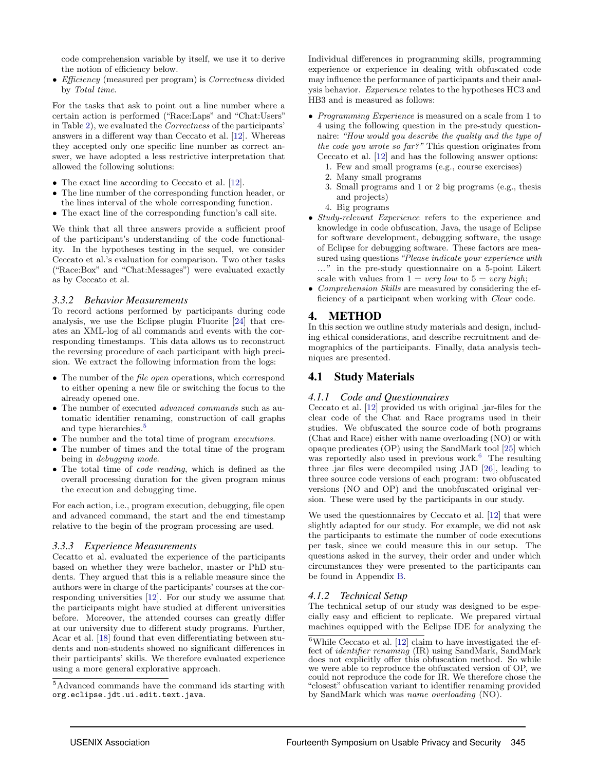code comprehension variable by itself, we use it to derive the notion of efficiency below.

- *Efficiency* (measured per program) is *Correctness* divided by *Total time*.

For the tasks that ask to point out a line number where a certain action is performed ("Race:Laps" and "Chat:Users" in Table 2), we evaluated the *Correctness* of the participants' answers in a different way than Ceccato et al. [12]. Whereas they accepted only one specific line number as correct answer, we have adopted a less restrictive interpretation that allowed the following solutions:

- The exact line according to Ceccato et al. [12].
- The line number of the corresponding function header, or the lines interval of the whole corresponding function.
- The exact line of the corresponding function's call site.

We think that all three answers provide a sufficient proof of the participant's understanding of the code functionality. In the hypotheses testing in the sequel, we consider Ceccato et al.'s evaluation for comparison. Two other tasks ("Race:Box" and "Chat:Messages") were evaluated exactly as by Ceccato et al.

#### 3.3.2 Behavior Measurements

To record actions performed by participants during code analysis, we use the Eclipse plugin Fluorite [24] that creates an XML-log of all commands and events with the corresponding timestamps. This data allows us to reconstruct the reversing procedure of each participant with high precision. We extract the following information from the logs:

- The number of the *file open* operations, which correspond to either opening a new file or switching the focus to the already opened one.
- The number of executed *advanced commands* such as automatic identifier renaming, construction of call graphs and type hierarchies.[5]
- The number and the total time of program *executions*.
- The number of times and the total time of the program being in *debugging mode*.
- The total time of *code reading*, which is defined as the overall processing duration for the given program minus the execution and debugging time.

For each action, i.e., program execution, debugging, file open and advanced command, the start and the end timestamp relative to the begin of the program processing are used.

#### 3.3.3 Experience Measurements

Cecatto et al. evaluated the experience of the participants based on whether they were bachelor, master or PhD students. They argued that this is a reliable measure since the authors were in charge of the participants' courses at the corresponding universities [12]. For our study we assume that the participants might have studied at different universities before. Moreover, the attended courses can greatly differ at our university due to different study programs. Further, Acar et al. [18] found that even differentiating between students and non-students showed no significant differences in their participants' skills. We therefore evaluated experience using a more general explorative approach.

[5] Advanced commands have the command ids starting with `org.eclipse.jdt.ui.edit.text.java`.

Individual differences in programming skills, programming experience or experience in dealing with obfuscated code may influence the performance of participants and their analysis behavior. *Experience* relates to the hypotheses HC3 and HB3 and is measured as follows:

- *Programming Experience* is measured on a scale from 1 to 4 using the following question in the pre-study questionnaire: *"How would you describe the quality and the type of the code you wrote so far?"* This question originates from Ceccato et al. [12] and has the following answer options:
  1. Few and small programs (e.g., course exercises)
  2. Many small programs
  3. Small programs and 1 or 2 big programs (e.g., thesis and projects)
  4. Big programs
- *Study-relevant Experience* refers to the experience and knowledge in code obfuscation, Java, the usage of Eclipse for software development, debugging software, the usage of Eclipse for debugging software. These factors are measured using questions *"Please indicate your experience with …"* in the pre-study questionnaire on a 5-point Likert scale with values from 1 = *very low* to 5 = *very high*;
- *Comprehension Skills* are measured by considering the efficiency of a participant when working with *Clear* code.

# 4. METHOD

In this section we outline study materials and design, including ethical considerations, and describe recruitment and demographics of the participants. Finally, data analysis techniques are presented.

## 4.1 Study Materials

#### 4.1.1 Code and Questionnaires

Ceccato et al. [12] provided us with original .jar-files for the clear code of the Chat and Race programs used in their studies. We obfuscated the source code of both programs (Chat and Race) either with name overloading (NO) or with opaque predicates (OP) using the SandMark tool [25] which was reportedly also used in previous work.[6] The resulting three .jar files were decompiled using JAD [26], leading to three source code versions of each program: two obfuscated versions (NO and OP) and the unobfuscated original version. These were used by the participants in our study.

We used the questionnaires by Ceccato et al. [12] that were slightly adapted for our study. For example, we did not ask the participants to estimate the number of code executions per task, since we could measure this in our setup. The questions asked in the survey, their order and under which circumstances they were presented to the participants can be found in Appendix B.

#### 4.1.2 Technical Setup

The technical setup of our study was designed to be especially easy and efficient to replicate. We prepared virtual machines equipped with the Eclipse IDE for analyzing the

[6] While Ceccato et al. [12] claim to have investigated the effect of *identifier renaming* (IR) using SandMark, SandMark does not explicitly offer this obfuscation method. So while we were able to reproduce the obfuscated version of OP, we could not reproduce the code for IR. We therefore chose the "closest" obfuscation variant to identifier renaming provided by SandMark which was *name overloading* (NO).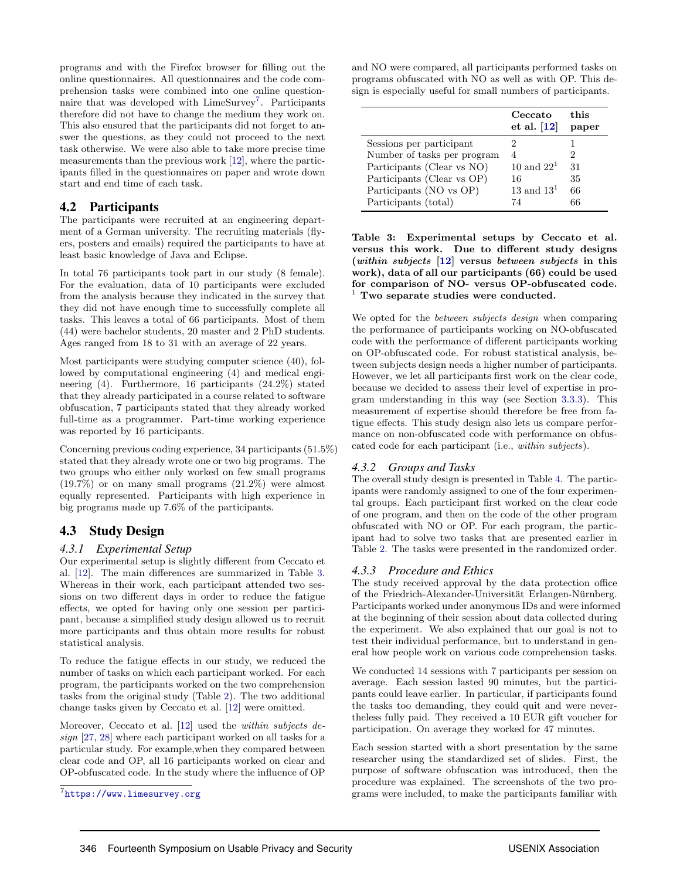programs and with the Firefox browser for filling out the online questionnaires. All questionnaires and the code comprehension tasks were combined into one online questionnaire that was developed with LimeSurvey[7]. Participants therefore did not have to change the medium they work on. This also ensured that the participants did not forget to answer the questions, as they could not proceed to the next task otherwise. We were also able to take more precise time measurements than the previous work [12], where the participants filled in the questionnaires on paper and wrote down start and end time of each task.

## 4.2 Participants

The participants were recruited at an engineering department of a German university. The recruiting materials (flyers, posters and emails) required the participants to have at least basic knowledge of Java and Eclipse.

In total 76 participants took part in our study (8 female). For the evaluation, data of 10 participants were excluded from the analysis because they indicated in the survey that they did not have enough time to successfully complete all tasks. This leaves a total of 66 participants. Most of them (44) were bachelor students, 20 master and 2 PhD students. Ages ranged from 18 to 31 with an average of 22 years.

Most participants were studying computer science (40), followed by computational engineering (4) and medical engineering (4). Furthermore, 16 participants (24.2%) stated that they already participated in a course related to software obfuscation, 7 participants stated that they already worked full-time as a programmer. Part-time working experience was reported by 16 participants.

Concerning previous coding experience, 34 participants (51.5%) stated that they already wrote one or two big programs. The two groups who either only worked on few small programs (19.7%) or on many small programs (21.2%) were almost equally represented. Participants with high experience in big programs made up 7.6% of the participants.

## 4.3 Study Design

### 4.3.1 Experimental Setup

Our experimental setup is slightly different from Ceccato et al. [12]. The main differences are summarized in Table 3. Whereas in their work, each participant attended two sessions on two different days in order to reduce the fatigue effects, we opted for having only one session per participant, because a simplified study design allowed us to recruit more participants and thus obtain more results for robust statistical analysis.

To reduce the fatigue effects in our study, we reduced the number of tasks on which each participant worked. For each program, the participants worked on the two comprehension tasks from the original study (Table 2). The two additional change tasks given by Ceccato et al. [12] were omitted.

Moreover, Ceccato et al. [12] used the *within subjects design* [27, 28] where each participant worked on all tasks for a particular study. For example,when they compared between clear code and OP, all 16 participants worked on clear and OP-obfuscated code. In the study where the influence of OP and NO were compared, all participants performed tasks on programs obfuscated with NO as well as with OP. This design is especially useful for small numbers of participants.

| | Ceccato et al. [12] | this paper |
|---|---|---|
| Sessions per participant | 2 | 1 |
| Number of tasks per program | 4 | 2 |
| Participants (Clear vs NO) | 10 and 22[1] | 31 |
| Participants (Clear vs OP) | 16 | 35 |
| Participants (NO vs OP) | 13 and 13[1] | 66 |
| Participants (total) | 74 | 66 |

**Table 3: Experimental setups by Ceccato et al. versus this work. Due to different study designs (*within subjects* [12] versus *between subjects* in this work), data of all our participants (66) could be used for comparison of NO- versus OP-obfuscated code.**
[1] **Two separate studies were conducted.**

We opted for the *between subjects design* when comparing the performance of participants working on NO-obfuscated code with the performance of different participants working on OP-obfuscated code. For robust statistical analysis, between subjects design needs a higher number of participants. However, we let all participants first work on the clear code, because we decided to assess their level of expertise in program understanding in this way (see Section 3.3.3). This measurement of expertise should therefore be free from fatigue effects. This study design also lets us compare performance on non-obfuscated code with performance on obfuscated code for each participant (i.e., *within subjects*).

### 4.3.2 Groups and Tasks

The overall study design is presented in Table 4. The participants were randomly assigned to one of the four experimental groups. Each participant first worked on the clear code of one program, and then on the code of the other program obfuscated with NO or OP. For each program, the participant had to solve two tasks that are presented earlier in Table 2. The tasks were presented in the randomized order.

### 4.3.3 Procedure and Ethics

The study received approval by the data protection office of the Friedrich-Alexander-Universität Erlangen-Nürnberg. Participants worked under anonymous IDs and were informed at the beginning of their session about data collected during the experiment. We also explained that our goal is not to test their individual performance, but to understand in general how people work on various code comprehension tasks.

We conducted 14 sessions with 7 participants per session on average. Each session lasted 90 minutes, but the participants could leave earlier. In particular, if participants found the tasks too demanding, they could quit and were nevertheless fully paid. They received a 10 EUR gift voucher for participation. On average they worked for 47 minutes.

Each session started with a short presentation by the same researcher using the standardized set of slides. First, the purpose of software obfuscation was introduced, then the procedure was explained. The screenshots of the two programs were included, to make the participants familiar with

[7] https://www.limesurvey.org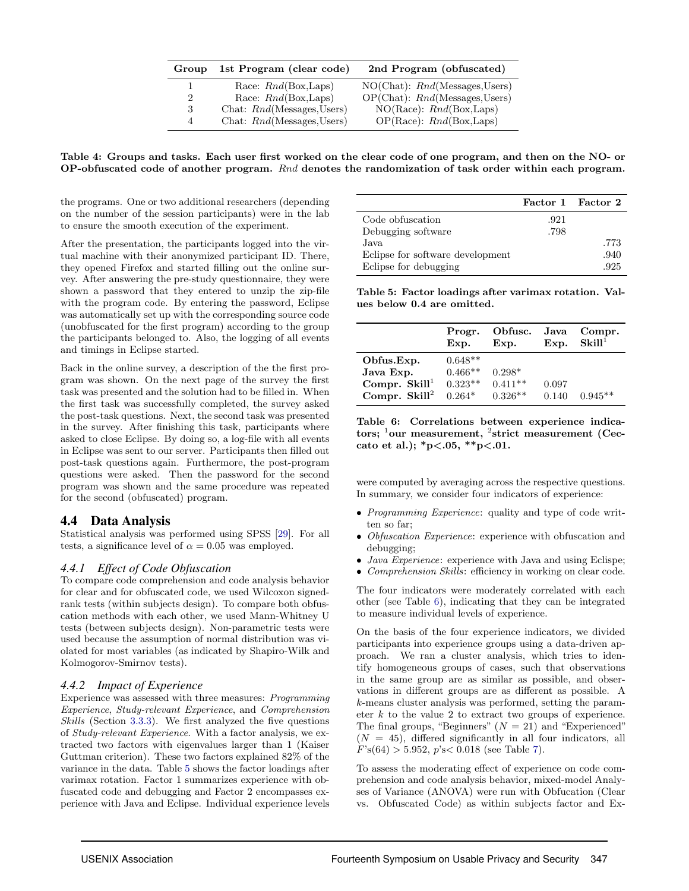| Group | 1st Program (clear code) | 2nd Program (obfuscated) |
|---|---|---|
| 1 | Race: *Rnd*(Box,Laps) | NO(Chat): *Rnd*(Messages,Users) |
| 2 | Race: *Rnd*(Box,Laps) | OP(Chat): *Rnd*(Messages,Users) |
| 3 | Chat: *Rnd*(Messages,Users) | NO(Race): *Rnd*(Box,Laps) |
| 4 | Chat: *Rnd*(Messages,Users) | OP(Race): *Rnd*(Box,Laps) |

**Table 4: Groups and tasks. Each user first worked on the clear code of one program, and then on the NO- or OP-obfuscated code of another program.** ***Rnd*** **denotes the randomization of task order within each program.**

the programs. One or two additional researchers (depending on the number of the session participants) were in the lab to ensure the smooth execution of the experiment.

After the presentation, the participants logged into the virtual machine with their anonymized participant ID. There, they opened Firefox and started filling out the online survey. After answering the pre-study questionnaire, they were shown a password that they entered to unzip the zip-file with the program code. By entering the password, Eclipse was automatically set up with the corresponding source code (unobfuscated for the first program) according to the group the participants belonged to. Also, the logging of all events and timings in Eclipse started.

Back in the online survey, a description of the the first program was shown. On the next page of the survey the first task was presented and the solution had to be filled in. When the first task was successfully completed, the survey asked the post-task questions. Next, the second task was presented in the survey. After finishing this task, participants where asked to close Eclipse. By doing so, a log-file with all events in Eclipse was sent to our server. Participants then filled out post-task questions again. Furthermore, the post-program questions were asked. Then the password for the second program was shown and the same procedure was repeated for the second (obfuscated) program.

## 4.4 Data Analysis

Statistical analysis was performed using SPSS [29]. For all tests, a significance level of $\alpha = 0.05$ was employed.

### 4.4.1 Effect of Code Obfuscation

To compare code comprehension and code analysis behavior for clear and for obfuscated code, we used Wilcoxon signed-rank tests (within subjects design). To compare both obfuscation methods with each other, we used Mann-Whitney U tests (between subjects design). Non-parametric tests were used because the assumption of normal distribution was violated for most variables (as indicated by Shapiro-Wilk and Kolmogorov-Smirnov tests).

### 4.4.2 Impact of Experience

Experience was assessed with three measures: *Programming Experience*, *Study-relevant Experience*, and *Comprehension Skills* (Section 3.3.3). We first analyzed the five questions of *Study-relevant Experience*. With a factor analysis, we extracted two factors with eigenvalues larger than 1 (Kaiser Guttman criterion). These two factors explained 82% of the variance in the data. Table 5 shows the factor loadings after varimax rotation. Factor 1 summarizes experience with obfuscated code and debugging and Factor 2 encompasses experience with Java and Eclipse. Individual experience levels were computed by averaging across the respective questions. In summary, we consider four indicators of experience:

|  | Factor 1 | Factor 2 |
|---|---|---|
| Code obfuscation | .921 | |
| Debugging software | .798 | |
| Java | | .773 |
| Eclipse for software development | | .940 |
| Eclipse for debugging | | .925 |

**Table 5: Factor loadings after varimax rotation. Values below 0.4 are omitted.**

|  | Progr. Exp. | Obfusc. Exp. | Java Exp. | Compr. Skill[1] |
|---|---|---|---|---|
| **Obfus.Exp.** | 0.648** | | | |
| **Java Exp.** | 0.466** | 0.298* | | |
| **Compr. Skill[1]** | 0.323** | 0.411** | 0.097 | |
| **Compr. Skill[2]** | 0.264* | 0.326** | 0.140 | 0.945** |

**Table 6: Correlations between experience indicators; [1]our measurement, [2]strict measurement (Ceccato et al.); *p<.05, **p<.01.**

- *Programming Experience*: quality and type of code written so far;
- *Obfuscation Experience*: experience with obfuscation and debugging;
- *Java Experience*: experience with Java and using Eclispe;
- *Comprehension Skills*: efficiency in working on clear code.

The four indicators were moderately correlated with each other (see Table 6), indicating that they can be integrated to measure individual levels of experience.

On the basis of the four experience indicators, we divided participants into experience groups using a data-driven approach. We ran a cluster analysis, which tries to identify homogeneous groups of cases, such that observations in the same group are as similar as possible, and observations in different groups are as different as possible. A $k$-means cluster analysis was performed, setting the parameter $k$ to the value 2 to extract two groups of experience. The final groups, "Beginners" ($N = 21$) and "Experienced" ($N = 45$), differed significantly in all four indicators, all $F$'s$(64) > 5.952$, $p$'s$< 0.018$ (see Table 7).

To assess the moderating effect of experience on code comprehension and code analysis behavior, mixed-model Analyses of Variance (ANOVA) were run with Obfucation (Clear vs. Obfuscated Code) as within subjects factor and Ex-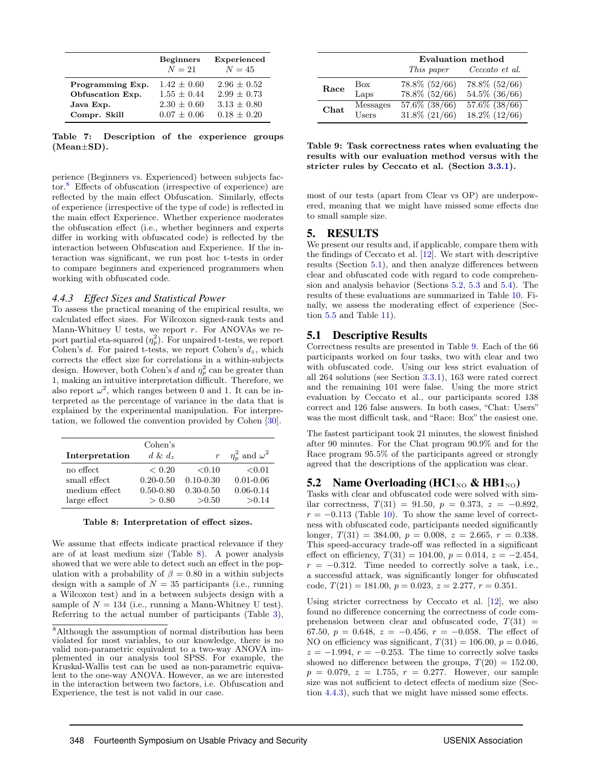|  | **Beginners** $N = 21$ | **Experienced** $N = 45$ |
|---|---|---|
| **Programming Exp.** | $1.42 \pm 0.60$ | $2.96 \pm 0.52$ |
| **Obfuscation Exp.** | $1.55 \pm 0.44$ | $2.99 \pm 0.73$ |
| **Java Exp.** | $2.30 \pm 0.60$ | $3.13 \pm 0.80$ |
| **Compr. Skill** | $0.07 \pm 0.06$ | $0.18 \pm 0.20$ |

**Table 7: Description of the experience groups (Mean±SD).**

perience (Beginners vs. Experienced) between subjects factor.[8] Effects of obfuscation (irrespective of experience) are reflected by the main effect Obfuscation. Similarly, effects of experience (irrespective of the type of code) is reflected in the main effect Experience. Whether experience moderates the obfuscation effect (i.e., whether beginners and experts differ in working with obfuscated code) is reflected by the interaction between Obfuscation and Experience. If the interaction was significant, we run post hoc t-tests in order to compare beginners and experienced programmers when working with obfuscated code.

### 4.4.3 Effect Sizes and Statistical Power

To assess the practical meaning of the empirical results, we calculated effect sizes. For Wilcoxon signed-rank tests and Mann-Whitney U tests, we report $r$. For ANOVAs we report partial eta-squared ($\eta_p^2$). For unpaired t-tests, we report Cohen's $d$. For paired t-tests, we report Cohen's $d_z$, which corrects the effect size for correlations in a within-subjects design. However, both Cohen's $d$ and $\eta_p^2$ can be greater than 1, making an intuitive interpretation difficult. Therefore, we also report $\omega^2$, which ranges between 0 and 1. It can be interpreted as the percentage of variance in the data that is explained by the experimental manipulation. For interpretation, we followed the convention provided by Cohen [30].

| **Interpretation** | Cohen's $d$ & $d_z$ | $r$ | $\eta_p^2$ and $\omega^2$ |
|---|---|---|---|
| no effect | $< 0.20$ | $<0.10$ | $<0.01$ |
| small effect | 0.20-0.50 | 0.10-0.30 | 0.01-0.06 |
| medium effect | 0.50-0.80 | 0.30-0.50 | 0.06-0.14 |
| large effect | $> 0.80$ | $>0.50$ | $>0.14$ |

**Table 8: Interpretation of effect sizes.**

We assume that effects indicate practical relevance if they are of at least medium size (Table 8). A power analysis showed that we were able to detect such an effect in the population with a probability of $\beta = 0.80$ in a within subjects design with a sample of $N = 35$ participants (i.e., running a Wilcoxon test) and in a between subjects design with a sample of $N = 134$ (i.e., running a Mann-Whitney U test). Referring to the actual number of participants (Table 3), most of our tests (apart from Clear vs OP) are underpowered, meaning that we might have missed some effects due to small sample size.

[8]Although the assumption of normal distribution has been violated for most variables, to our knowledge, there is no valid non-parametric equivalent to a two-way ANOVA implemented in our analysis tool SPSS. For example, the Kruskal-Wallis test can be used as non-parametric equivalent to the one-way ANOVA. However, as we are interested in the interaction between two factors, i.e. Obfuscation and Experience, the test is not valid in our case.

|  |  | **Evaluation method** |  |
|---|---|---|---|
|  |  | *This paper* | *Ceccato et al.* |
| **Race** | Box | 78.8% (52/66) | 78.8% (52/66) |
|  | Laps | 78.8% (52/66) | 54.5% (36/66) |
| **Chat** | Messages | 57.6% (38/66) | 57.6% (38/66) |
|  | Users | 31.8% (21/66) | 18.2% (12/66) |

**Table 9: Task correctness rates when evaluating the results with our evaluation method versus with the stricter rules by Ceccato et al. (Section 3.3.1).**

## 5. RESULTS

We present our results and, if applicable, compare them with the findings of Ceccato et al. [12]. We start with descriptive results (Section 5.1), and then analyze differences between clear and obfuscated code with regard to code comprehension and analysis behavior (Sections 5.2, 5.3 and 5.4). The results of these evaluations are summarized in Table 10. Finally, we assess the moderating effect of experience (Section 5.5 and Table 11).

## 5.1 Descriptive Results

Correctness results are presented in Table 9. Each of the 66 participants worked on four tasks, two with clear and two with obfuscated code. Using our less strict evaluation of all 264 solutions (see Section 3.3.1), 163 were rated correct and the remaining 101 were false. Using the more strict evaluation by Ceccato et al., our participants scored 138 correct and 126 false answers. In both cases, "Chat: Users" was the most difficult task, and "Race: Box" the easiest one.

The fastest participant took 21 minutes, the slowest finished after 90 minutes. For the Chat program 90.9% and for the Race program 95.5% of the participants agreed or strongly agreed that the descriptions of the application was clear.

## 5.2 Name Overloading ($HC1_{NO}$ & $HB1_{NO}$)

Tasks with clear and obfuscated code were solved with similar correctness, $T(31) = 91.50$, $p = 0.373$, $z = -0.892$, $r = -0.113$ (Table 10). To show the same level of correctness with obfuscated code, participants needed significantly longer, $T(31) = 384.00$, $p = 0.008$, $z = 2.665$, $r = 0.338$. This speed-accuracy trade-off was reflected in a significant effect on efficiency, $T(31) = 104.00$, $p = 0.014$, $z = -2.454$, $r = -0.312$. Time needed to correctly solve a task, i.e., a successful attack, was significantly longer for obfuscated code, $T(21) = 181.00$, $p = 0.023$, $z = 2.277$, $r = 0.351$.

Using stricter correctness by Ceccato et al. [12], we also found no difference concerning the correctness of code comprehension between clear and obfuscated code, $T(31) = 67.50$, $p = 0.648$, $z = -0.456$, $r = -0.058$. The effect of NO on efficiency was significant, $T(31) = 106.00$, $p = 0.046$, $z = -1.994$, $r = -0.253$. The time to correctly solve tasks showed no difference between the groups, $T(20) = 152.00$, $p = 0.079$, $z = 1.755$, $r = 0.277$. However, our sample size was not sufficient to detect effects of medium size (Section 4.4.3), such that we might have missed some effects.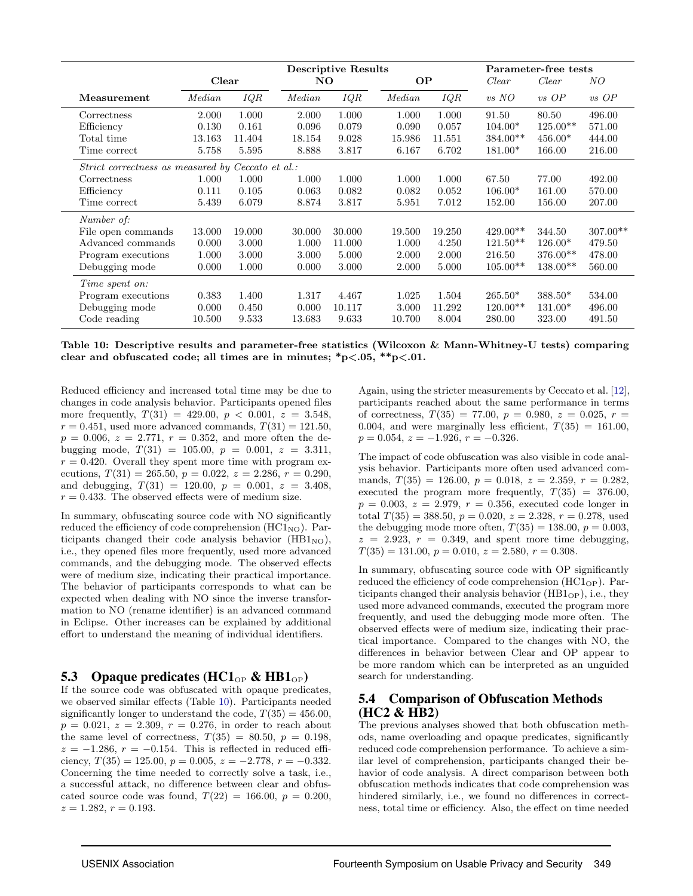| | Descriptive Results | | | | | | Parameter-free tests | | |
|---|---|---|---|---|---|---|---|---|---|
| | Clear | | NO | | OP | | *Clear* | *Clear* | *NO* |
| **Measurement** | *Median* | *IQR* | *Median* | *IQR* | *Median* | *IQR* | *vs NO* | *vs OP* | *vs OP* |
| Correctness | 2.000 | 1.000 | 2.000 | 1.000 | 1.000 | 1.000 | 91.50 | 80.50 | 496.00 |
| Efficiency | 0.130 | 0.161 | 0.096 | 0.079 | 0.090 | 0.057 | 104.00* | 125.00** | 571.00 |
| Total time | 13.163 | 11.404 | 18.154 | 9.028 | 15.986 | 11.551 | 384.00** | 456.00* | 444.00 |
| Time correct | 5.758 | 5.595 | 8.888 | 3.817 | 6.167 | 6.702 | 181.00* | 166.00 | 216.00 |
| *Strict correctness as measured by Ceccato et al.:* | | | | | | | | | |
| Correctness | 1.000 | 1.000 | 1.000 | 1.000 | 1.000 | 1.000 | 67.50 | 77.00 | 492.00 |
| Efficiency | 0.111 | 0.105 | 0.063 | 0.082 | 0.082 | 0.052 | 106.00* | 161.00 | 570.00 |
| Time correct | 5.439 | 6.079 | 8.874 | 3.817 | 5.951 | 7.012 | 152.00 | 156.00 | 207.00 |
| *Number of:* | | | | | | | | | |
| File open commands | 13.000 | 19.000 | 30.000 | 30.000 | 19.500 | 19.250 | 429.00** | 344.50 | 307.00** |
| Advanced commands | 0.000 | 3.000 | 1.000 | 11.000 | 1.000 | 4.250 | 121.50** | 126.00* | 479.50 |
| Program executions | 1.000 | 3.000 | 3.000 | 5.000 | 2.000 | 2.000 | 216.50 | 376.00** | 478.00 |
| Debugging mode | 0.000 | 1.000 | 0.000 | 3.000 | 2.000 | 5.000 | 105.00** | 138.00** | 560.00 |
| *Time spent on:* | | | | | | | | | |
| Program executions | 0.383 | 1.400 | 1.317 | 4.467 | 1.025 | 1.504 | 265.50* | 388.50* | 534.00 |
| Debugging mode | 0.000 | 0.450 | 0.000 | 10.117 | 3.000 | 11.292 | 120.00** | 131.00* | 496.00 |
| Code reading | 10.500 | 9.533 | 13.683 | 9.633 | 10.700 | 8.004 | 280.00 | 323.00 | 491.50 |

**Table 10: Descriptive results and parameter-free statistics (Wilcoxon & Mann-Whitney-U tests) comparing clear and obfuscated code; all times are in minutes; *p<.05, **p<.01.**

Reduced efficiency and increased total time may be due to changes in code analysis behavior. Participants opened files more frequently, $T(31) = 429.00$, $p < 0.001$, $z = 3.548$, $r = 0.451$, used more advanced commands, $T(31) = 121.50$, $p = 0.006$, $z = 2.771$, $r = 0.352$, and more often the debugging mode, $T(31) = 105.00$, $p = 0.001$, $z = 3.311$, $r = 0.420$. Overall they spent more time with program executions, $T(31) = 265.50$, $p = 0.022$, $z = 2.286$, $r = 0.290$, and debugging, $T(31) = 120.00$, $p = 0.001$, $z = 3.408$, $r = 0.433$. The observed effects were of medium size.

In summary, obfuscating source code with NO significantly reduced the efficiency of code comprehension ($HC1_{NO}$). Participants changed their code analysis behavior ($HB1_{NO}$), i.e., they opened files more frequently, used more advanced commands, and the debugging mode. The observed effects were of medium size, indicating their practical importance. The behavior of participants corresponds to what can be expected when dealing with NO since the inverse transformation to NO (rename identifier) is an advanced command in Eclipse. Other increases can be explained by additional effort to understand the meaning of individual identifiers.

## 5.3 Opaque predicates ($HC1_{OP}$ & $HB1_{OP}$)

If the source code was obfuscated with opaque predicates, we observed similar effects (Table 10). Participants needed significantly longer to understand the code, $T(35) = 456.00$, $p = 0.021$, $z = 2.309$, $r = 0.276$, in order to reach about the same level of correctness, $T(35) = 80.50$, $p = 0.198$, $z = -1.286$, $r = -0.154$. This is reflected in reduced efficiency, $T(35) = 125.00$, $p = 0.005$, $z = -2.778$, $r = -0.332$. Concerning the time needed to correctly solve a task, i.e., a successful attack, no difference between clear and obfuscated source code was found, $T(22) = 166.00$, $p = 0.200$, $z = 1.282$, $r = 0.193$.

Again, using the stricter measurements by Ceccato et al. [12], participants reached about the same performance in terms of correctness, $T(35) = 77.00$, $p = 0.980$, $z = 0.025$, $r = 0.004$, and were marginally less efficient, $T(35) = 161.00$, $p = 0.054$, $z = -1.926$, $r = -0.326$.

The impact of code obfuscation was also visible in code analysis behavior. Participants more often used advanced commands, $T(35) = 126.00$, $p = 0.018$, $z = 2.359$, $r = 0.282$, executed the program more frequently, $T(35) = 376.00$, $p = 0.003$, $z = 2.979$, $r = 0.356$, executed code longer in total $T(35) = 388.50$, $p = 0.020$, $z = 2.328$, $r = 0.278$, used the debugging mode more often, $T(35) = 138.00$, $p = 0.003$, $z = 2.923$, $r = 0.349$, and spent more time debugging, $T(35) = 131.00$, $p = 0.010$, $z = 2.580$, $r = 0.308$.

In summary, obfuscating source code with OP significantly reduced the efficiency of code comprehension ($HC1_{OP}$). Participants changed their analysis behavior ($HB1_{OP}$), i.e., they used more advanced commands, executed the program more frequently, and used the debugging mode more often. The observed effects were of medium size, indicating their practical importance. Compared to the changes with NO, the differences in behavior between Clear and OP appear to be more random which can be interpreted as an unguided search for understanding.

## 5.4 Comparison of Obfuscation Methods (HC2 & HB2)

The previous analyses showed that both obfuscation methods, name overloading and opaque predicates, significantly reduced code comprehension performance. To achieve a similar level of comprehension, participants changed their behavior of code analysis. A direct comparison between both obfuscation methods indicates that code comprehension was hindered similarly, i.e., we found no differences in correctness, total time or efficiency. Also, the effect on time needed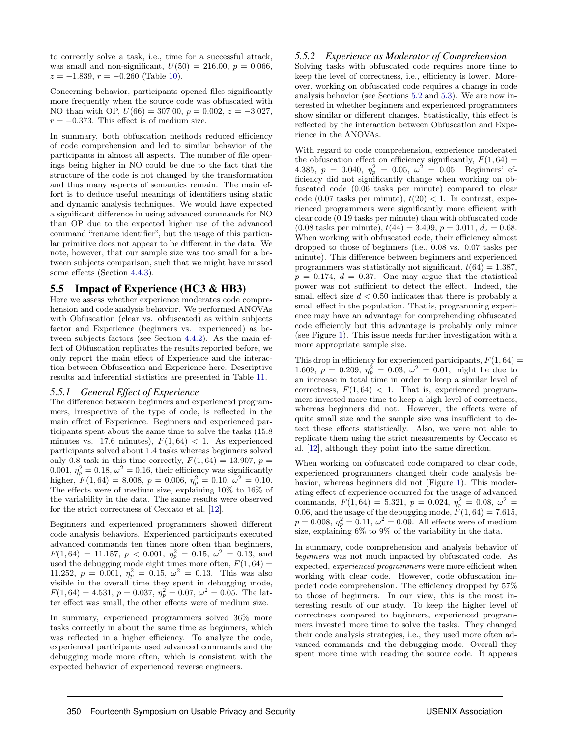to correctly solve a task, i.e., time for a successful attack, was small and non-significant, $U(50) = 216.00$, $p = 0.066$, $z = -1.839$, $r = -0.260$ (Table 10).

Concerning behavior, participants opened files significantly more frequently when the source code was obfuscated with NO than with OP, $U(66) = 307.00$, $p = 0.002$, $z = -3.027$, $r = -0.373$. This effect is of medium size.

In summary, both obfuscation methods reduced efficiency of code comprehension and led to similar behavior of the participants in almost all aspects. The number of file openings being higher in NO could be due to the fact that the structure of the code is not changed by the transformation and thus many aspects of semantics remain. The main effort is to deduce useful meanings of identifiers using static and dynamic analysis techniques. We would have expected a significant difference in using advanced commands for NO than OP due to the expected higher use of the advanced command "rename identifier", but the usage of this particular primitive does not appear to be different in the data. We note, however, that our sample size was too small for a between subjects comparison, such that we might have missed some effects (Section 4.4.3).

## 5.5 Impact of Experience (HC3 & HB3)

Here we assess whether experience moderates code comprehension and code analysis behavior. We performed ANOVAs with Obfuscation (clear vs. obfuscated) as within subjects factor and Experience (beginners vs. experienced) as between subjects factors (see Section 4.4.2). As the main effect of Obfuscation replicates the results reported before, we only report the main effect of Experience and the interaction between Obfuscation and Experience here. Descriptive results and inferential statistics are presented in Table 11.

### 5.5.1 General Effect of Experience

The difference between beginners and experienced programmers, irrespective of the type of code, is reflected in the main effect of Experience. Beginners and experienced participants spent about the same time to solve the tasks (15.8 minutes vs. 17.6 minutes), $F(1, 64) < 1$. As experienced participants solved about 1.4 tasks whereas beginners solved only 0.8 task in this time correctly, $F(1, 64) = 13.907$, $p = 0.001$, $\eta_p^2 = 0.18$, $\omega^2 = 0.16$, their efficiency was significantly higher, $F(1, 64) = 8.008$, $p = 0.006$, $\eta_p^2 = 0.10$, $\omega^2 = 0.10$. The effects were of medium size, explaining 10% to 16% of the variability in the data. The same results were observed for the strict correctness of Ceccato et al. [12].

Beginners and experienced programmers showed different code analysis behaviors. Experienced participants executed advanced commands ten times more often than beginners, $F(1, 64) = 11.157$, $p < 0.001$, $\eta_p^2 = 0.15$, $\omega^2 = 0.13$, and used the debugging mode eight times more often, $F(1, 64) = 11.252$, $p = 0.001$, $\eta_p^2 = 0.15$, $\omega^2 = 0.13$. This was also visible in the overall time they spent in debugging mode, $F(1, 64) = 4.531$, $p = 0.037$, $\eta_p^2 = 0.07$, $\omega^2 = 0.05$. The latter effect was small, the other effects were of medium size.

In summary, experienced programmers solved 36% more tasks correctly in about the same time as beginners, which was reflected in a higher efficiency. To analyze the code, experienced participants used advanced commands and the debugging mode more often, which is consistent with the expected behavior of experienced reverse engineers.

### 5.5.2 Experience as Moderator of Comprehension

Solving tasks with obfuscated code requires more time to keep the level of correctness, i.e., efficiency is lower. Moreover, working on obfuscated code requires a change in code analysis behavior (see Sections 5.2 and 5.3). We are now interested in whether beginners and experienced programmers show similar or different changes. Statistically, this effect is reflected by the interaction between Obfuscation and Experience in the ANOVAs.

With regard to code comprehension, experience moderated the obfuscation effect on efficiency significantly, $F(1, 64) = 4.385$, $p = 0.040$, $\eta_p^2 = 0.05$, $\omega^2 = 0.05$. Beginners' efficiency did not significantly change when working on obfuscated code (0.06 tasks per minute) compared to clear code (0.07 tasks per minute), $t(20) < 1$. In contrast, experienced programmers were significantly more efficient with clear code (0.19 tasks per minute) than with obfuscated code (0.08 tasks per minute), $t(44) = 3.499$, $p = 0.011$, $d_z = 0.68$. When working with obfuscated code, their efficiency almost dropped to those of beginners (i.e., 0.08 vs. 0.07 tasks per minute). This difference between beginners and experienced programmers was statistically not significant, $t(64) = 1.387$, $p = 0.174$, $d = 0.37$. One may argue that the statistical power was not sufficient to detect the effect. Indeed, the small effect size $d < 0.50$ indicates that there is probably a small effect in the population. That is, programming experience may have an advantage for comprehending obfuscated code efficiently but this advantage is probably only minor (see Figure 1). This issue needs further investigation with a more appropriate sample size.

This drop in efficiency for experienced participants, $F(1, 64) = 1.609$, $p = 0.209$, $\eta_p^2 = 0.03$, $\omega^2 = 0.01$, might be due to an increase in total time in order to keep a similar level of correctness, $F(1, 64) < 1$. That is, experienced programmers invested more time to keep a high level of correctness, whereas beginners did not. However, the effects were of quite small size and the sample size was insufficient to detect these effects statistically. Also, we were not able to replicate them using the strict measurements by Ceccato et al. [12], although they point into the same direction.

When working on obfuscated code compared to clear code, experienced programmers changed their code analysis behavior, whereas beginners did not (Figure 1). This moderating effect of experience occurred for the usage of advanced commands, $F(1, 64) = 5.321$, $p = 0.024$, $\eta_p^2 = 0.08$, $\omega^2 = 0.06$, and the usage of the debugging mode, $F(1, 64) = 7.615$, $p = 0.008$, $\eta_p^2 = 0.11$, $\omega^2 = 0.09$. All effects were of medium size, explaining 6% to 9% of the variability in the data.

In summary, code comprehension and analysis behavior of *beginners* was not much impacted by obfuscated code. As expected, *experienced programmers* were more efficient when working with clear code. However, code obfuscation impeded code comprehension. The efficiency dropped by 57% to those of beginners. In our view, this is the most interesting result of our study. To keep the higher level of correctness compared to beginners, experienced programmers invested more time to solve the tasks. They changed their code analysis strategies, i.e., they used more often advanced commands and the debugging mode. Overall they spent more time with reading the source code. It appears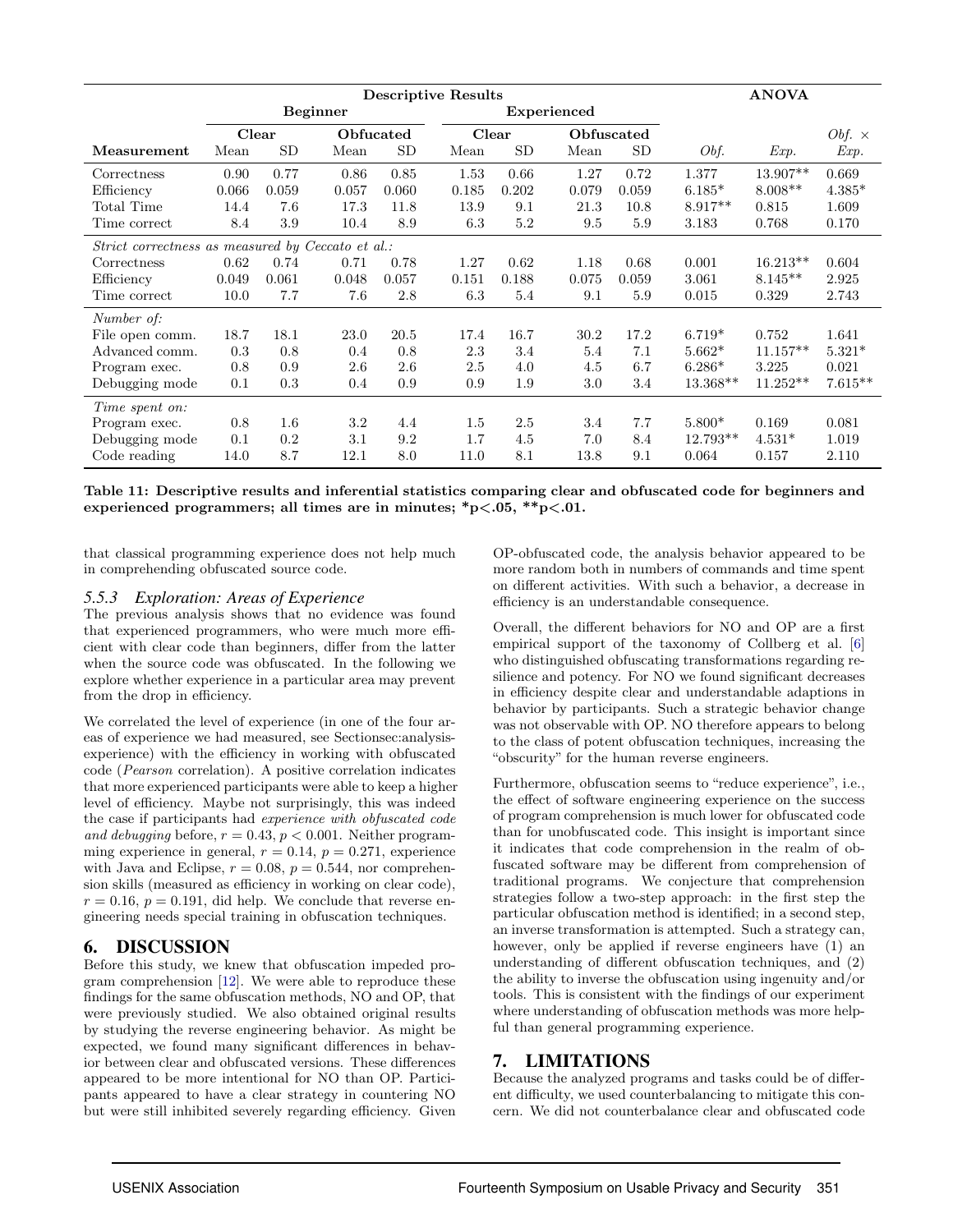| | Descriptive Results | | | | | | | | ANOVA | | |
|---|---|---|---|---|---|---|---|---|---|---|---|
| | Beginner | | | | Experienced | | | | | | |
| | Clear | | Obfucated | | Clear | | Obfuscated | | | | *Obf.* × |
| **Measurement** | Mean | SD | Mean | SD | Mean | SD | Mean | SD | *Obf.* | *Exp.* | *Exp.* |
| Correctness | 0.90 | 0.77 | 0.86 | 0.85 | 1.53 | 0.66 | 1.27 | 0.72 | 1.377 | 13.907** | 0.669 |
| Efficiency | 0.066 | 0.059 | 0.057 | 0.060 | 0.185 | 0.202 | 0.079 | 0.059 | 6.185* | 8.008** | 4.385* |
| Total Time | 14.4 | 7.6 | 17.3 | 11.8 | 13.9 | 9.1 | 21.3 | 10.8 | 8.917** | 0.815 | 1.609 |
| Time correct | 8.4 | 3.9 | 10.4 | 8.9 | 6.3 | 5.2 | 9.5 | 5.9 | 3.183 | 0.768 | 0.170 |
| *Strict correctness as measured by Ceccato et al.:* | | | | | | | | | | | |
| Correctness | 0.62 | 0.74 | 0.71 | 0.78 | 1.27 | 0.62 | 1.18 | 0.68 | 0.001 | 16.213** | 0.604 |
| Efficiency | 0.049 | 0.061 | 0.048 | 0.057 | 0.151 | 0.188 | 0.075 | 0.059 | 3.061 | 8.145** | 2.925 |
| Time correct | 10.0 | 7.7 | 7.6 | 2.8 | 6.3 | 5.4 | 9.1 | 5.9 | 0.015 | 0.329 | 2.743 |
| *Number of:* | | | | | | | | | | | |
| File open comm. | 18.7 | 18.1 | 23.0 | 20.5 | 17.4 | 16.7 | 30.2 | 17.2 | 6.719* | 0.752 | 1.641 |
| Advanced comm. | 0.3 | 0.8 | 0.4 | 0.8 | 2.3 | 3.4 | 5.4 | 7.1 | 5.662* | 11.157** | 5.321* |
| Program exec. | 0.8 | 0.9 | 2.6 | 2.6 | 2.5 | 4.0 | 4.5 | 6.7 | 6.286* | 3.225 | 0.021 |
| Debugging mode | 0.1 | 0.3 | 0.4 | 0.9 | 0.9 | 1.9 | 3.0 | 3.4 | 13.368** | 11.252** | 7.615** |
| *Time spent on:* | | | | | | | | | | | |
| Program exec. | 0.8 | 1.6 | 3.2 | 4.4 | 1.5 | 2.5 | 3.4 | 7.7 | 5.800* | 0.169 | 0.081 |
| Debugging mode | 0.1 | 0.2 | 3.1 | 9.2 | 1.7 | 4.5 | 7.0 | 8.4 | 12.793** | 4.531* | 1.019 |
| Code reading | 14.0 | 8.7 | 12.1 | 8.0 | 11.0 | 8.1 | 13.8 | 9.1 | 0.064 | 0.157 | 2.110 |

**Table 11: Descriptive results and inferential statistics comparing clear and obfuscated code for beginners and experienced programmers; all times are in minutes; *p<.05, **p<.01.**

that classical programming experience does not help much in comprehending obfuscated source code.

### 5.5.3 Exploration: Areas of Experience

The previous analysis shows that no evidence was found that experienced programmers, who were much more efficient with clear code than beginners, differ from the latter when the source code was obfuscated. In the following we explore whether experience in a particular area may prevent from the drop in efficiency.

We correlated the level of experience (in one of the four areas of experience we had measured, see Sectionsec:analysis-experience) with the efficiency in working with obfuscated code (*Pearson* correlation). A positive correlation indicates that more experienced participants were able to keep a higher level of efficiency. Maybe not surprisingly, this was indeed the case if participants had *experience with obfuscated code and debugging* before, $r = 0.43$, $p < 0.001$. Neither programming experience in general, $r = 0.14$, $p = 0.271$, experience with Java and Eclipse, $r = 0.08$, $p = 0.544$, nor comprehension skills (measured as efficiency in working on clear code), $r = 0.16$, $p = 0.191$, did help. We conclude that reverse engineering needs special training in obfuscation techniques.

## 6. DISCUSSION

Before this study, we knew that obfuscation impeded program comprehension [12]. We were able to reproduce these findings for the same obfuscation methods, NO and OP, that were previously studied. We also obtained original results by studying the reverse engineering behavior. As might be expected, we found many significant differences in behavior between clear and obfuscated versions. These differences appeared to be more intentional for NO than OP. Participants appeared to have a clear strategy in countering NO but were still inhibited severely regarding efficiency. Given OP-obfuscated code, the analysis behavior appeared to be more random both in numbers of commands and time spent on different activities. With such a behavior, a decrease in efficiency is an understandable consequence.

Overall, the different behaviors for NO and OP are a first empirical support of the taxonomy of Collberg et al. [6] who distinguished obfuscating transformations regarding resilience and potency. For NO we found significant decreases in efficiency despite clear and understandable adaptions in behavior by participants. Such a strategic behavior change was not observable with OP. NO therefore appears to belong to the class of potent obfuscation techniques, increasing the "obscurity" for the human reverse engineers.

Furthermore, obfuscation seems to "reduce experience", i.e., the effect of software engineering experience on the success of program comprehension is much lower for obfuscated code than for unobfuscated code. This insight is important since it indicates that code comprehension in the realm of obfuscated software may be different from comprehension of traditional programs. We conjecture that comprehension strategies follow a two-step approach: in the first step the particular obfuscation method is identified; in a second step, an inverse transformation is attempted. Such a strategy can, however, only be applied if reverse engineers have (1) an understanding of different obfuscation techniques, and (2) the ability to inverse the obfuscation using ingenuity and/or tools. This is consistent with the findings of our experiment where understanding of obfuscation methods was more helpful than general programming experience.

## 7. LIMITATIONS

Because the analyzed programs and tasks could be of different difficulty, we used counterbalancing to mitigate this concern. We did not counterbalance clear and obfuscated code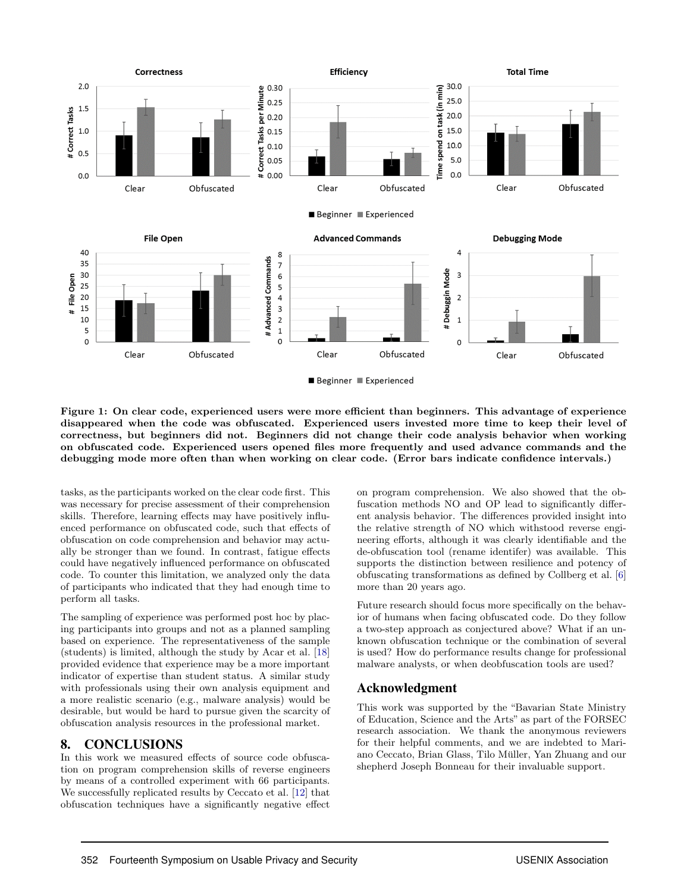**Figure 1: On clear code, experienced users were more efficient than beginners. This advantage of experience disappeared when the code was obfuscated. Experienced users invested more time to keep their level of correctness, but beginners did not. Beginners did not change their code analysis behavior when working on obfuscated code. Experienced users opened files more frequently and used advance commands and the debugging mode more often than when working on clear code. (Error bars indicate confidence intervals.)**

tasks, as the participants worked on the clear code first. This was necessary for precise assessment of their comprehension skills. Therefore, learning effects may have positively influenced performance on obfuscated code, such that effects of obfuscation on code comprehension and behavior may actually be stronger than we found. In contrast, fatigue effects could have negatively influenced performance on obfuscated code. To counter this limitation, we analyzed only the data of participants who indicated that they had enough time to perform all tasks.

The sampling of experience was performed post hoc by placing participants into groups and not as a planned sampling based on experience. The representativeness of the sample (students) is limited, although the study by Acar et al. [18] provided evidence that experience may be a more important indicator of expertise than student status. A similar study with professionals using their own analysis equipment and a more realistic scenario (e.g., malware analysis) would be desirable, but would be hard to pursue given the scarcity of obfuscation analysis resources in the professional market.

## 8. CONCLUSIONS

In this work we measured effects of source code obfuscation on program comprehension skills of reverse engineers by means of a controlled experiment with 66 participants. We successfully replicated results by Ceccato et al. [12] that obfuscation techniques have a significantly negative effect on program comprehension. We also showed that the obfuscation methods NO and OP lead to significantly different analysis behavior. The differences provided insight into the relative strength of NO which withstood reverse engineering efforts, although it was clearly identifiable and the de-obfuscation tool (rename identifer) was available. This supports the distinction between resilience and potency of obfuscating transformations as defined by Collberg et al. [6] more than 20 years ago.

Future research should focus more specifically on the behavior of humans when facing obfuscated code. Do they follow a two-step approach as conjectured above? What if an unknown obfuscation technique or the combination of several is used? How do performance results change for professional malware analysts, or when deobfuscation tools are used?

## Acknowledgment

This work was supported by the "Bavarian State Ministry of Education, Science and the Arts" as part of the FORSEC research association. We thank the anonymous reviewers for their helpful comments, and we are indebted to Mariano Ceccato, Brian Glass, Tilo Müller, Yan Zhuang and our shepherd Joseph Bonneau for their invaluable support.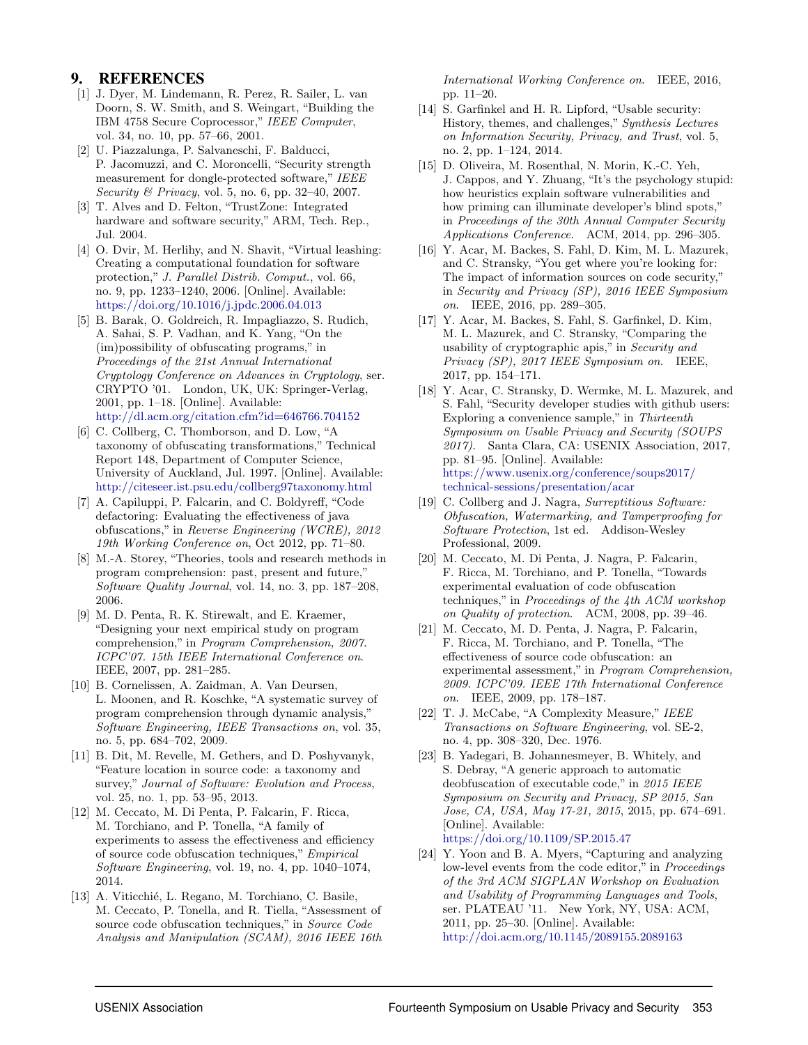## 9. REFERENCES

[1] J. Dyer, M. Lindemann, R. Perez, R. Sailer, L. van Doorn, S. W. Smith, and S. Weingart, "Building the IBM 4758 Secure Coprocessor," *IEEE Computer*, vol. 34, no. 10, pp. 57–66, 2001.

[2] U. Piazzalunga, P. Salvaneschi, F. Balducci, P. Jacomuzzi, and C. Moroncelli, "Security strength measurement for dongle-protected software," *IEEE Security & Privacy*, vol. 5, no. 6, pp. 32–40, 2007.

[3] T. Alves and D. Felton, "TrustZone: Integrated hardware and software security," ARM, Tech. Rep., Jul. 2004.

[4] O. Dvir, M. Herlihy, and N. Shavit, "Virtual leashing: Creating a computational foundation for software protection," *J. Parallel Distrib. Comput.*, vol. 66, no. 9, pp. 1233–1240, 2006. [Online]. Available: https://doi.org/10.1016/j.jpdc.2006.04.013

[5] B. Barak, O. Goldreich, R. Impagliazzo, S. Rudich, A. Sahai, S. P. Vadhan, and K. Yang, "On the (im)possibility of obfuscating programs," in *Proceedings of the 21st Annual International Cryptology Conference on Advances in Cryptology*, ser. CRYPTO '01. London, UK, UK: Springer-Verlag, 2001, pp. 1–18. [Online]. Available: http://dl.acm.org/citation.cfm?id=646766.704152

[6] C. Collberg, C. Thomborson, and D. Low, "A taxonomy of obfuscating transformations," Technical Report 148, Department of Computer Science, University of Auckland, Jul. 1997. [Online]. Available: http://citeseer.ist.psu.edu/collberg97taxonomy.html

[7] A. Capiluppi, P. Falcarin, and C. Boldyreff, "Code defactoring: Evaluating the effectiveness of java obfuscations," in *Reverse Engineering (WCRE), 2012 19th Working Conference on*, Oct 2012, pp. 71–80.

[8] M.-A. Storey, "Theories, tools and research methods in program comprehension: past, present and future," *Software Quality Journal*, vol. 14, no. 3, pp. 187–208, 2006.

[9] M. D. Penta, R. K. Stirewalt, and E. Kraemer, "Designing your next empirical study on program comprehension," in *Program Comprehension, 2007. ICPC'07. 15th IEEE International Conference on*. IEEE, 2007, pp. 281–285.

[10] B. Cornelissen, A. Zaidman, A. Van Deursen, L. Moonen, and R. Koschke, "A systematic survey of program comprehension through dynamic analysis," *Software Engineering, IEEE Transactions on*, vol. 35, no. 5, pp. 684–702, 2009.

[11] B. Dit, M. Revelle, M. Gethers, and D. Poshyvanyk, "Feature location in source code: a taxonomy and survey," *Journal of Software: Evolution and Process*, vol. 25, no. 1, pp. 53–95, 2013.

[12] M. Ceccato, M. Di Penta, P. Falcarin, F. Ricca, M. Torchiano, and P. Tonella, "A family of experiments to assess the effectiveness and efficiency of source code obfuscation techniques," *Empirical Software Engineering*, vol. 19, no. 4, pp. 1040–1074, 2014.

[13] A. Viticchié, L. Regano, M. Torchiano, C. Basile, M. Ceccato, P. Tonella, and R. Tiella, "Assessment of source code obfuscation techniques," in *Source Code Analysis and Manipulation (SCAM), 2016 IEEE 16th International Working Conference on*. IEEE, 2016, pp. 11–20.

[14] S. Garfinkel and H. R. Lipford, "Usable security: History, themes, and challenges," *Synthesis Lectures on Information Security, Privacy, and Trust*, vol. 5, no. 2, pp. 1–124, 2014.

[15] D. Oliveira, M. Rosenthal, N. Morin, K.-C. Yeh, J. Cappos, and Y. Zhuang, "It's the psychology stupid: how heuristics explain software vulnerabilities and how priming can illuminate developer's blind spots," in *Proceedings of the 30th Annual Computer Security Applications Conference*. ACM, 2014, pp. 296–305.

[16] Y. Acar, M. Backes, S. Fahl, D. Kim, M. L. Mazurek, and C. Stransky, "You get where you're looking for: The impact of information sources on code security," in *Security and Privacy (SP), 2016 IEEE Symposium on*. IEEE, 2016, pp. 289–305.

[17] Y. Acar, M. Backes, S. Fahl, S. Garfinkel, D. Kim, M. L. Mazurek, and C. Stransky, "Comparing the usability of cryptographic apis," in *Security and Privacy (SP), 2017 IEEE Symposium on*. IEEE, 2017, pp. 154–171.

[18] Y. Acar, C. Stransky, D. Wermke, M. L. Mazurek, and S. Fahl, "Security developer studies with github users: Exploring a convenience sample," in *Thirteenth Symposium on Usable Privacy and Security (SOUPS 2017)*. Santa Clara, CA: USENIX Association, 2017, pp. 81–95. [Online]. Available: https://www.usenix.org/conference/soups2017/technical-sessions/presentation/acar

[19] C. Collberg and J. Nagra, *Surreptitious Software: Obfuscation, Watermarking, and Tamperproofing for Software Protection*, 1st ed. Addison-Wesley Professional, 2009.

[20] M. Ceccato, M. Di Penta, J. Nagra, P. Falcarin, F. Ricca, M. Torchiano, and P. Tonella, "Towards experimental evaluation of code obfuscation techniques," in *Proceedings of the 4th ACM workshop on Quality of protection*. ACM, 2008, pp. 39–46.

[21] M. Ceccato, M. D. Penta, J. Nagra, P. Falcarin, F. Ricca, M. Torchiano, and P. Tonella, "The effectiveness of source code obfuscation: an experimental assessment," in *Program Comprehension, 2009. ICPC'09. IEEE 17th International Conference on*. IEEE, 2009, pp. 178–187.

[22] T. J. McCabe, "A Complexity Measure," *IEEE Transactions on Software Engineering*, vol. SE-2, no. 4, pp. 308–320, Dec. 1976.

[23] B. Yadegari, B. Johannesmeyer, B. Whitely, and S. Debray, "A generic approach to automatic deobfuscation of executable code," in *2015 IEEE Symposium on Security and Privacy, SP 2015, San Jose, CA, USA, May 17-21, 2015*, 2015, pp. 674–691. [Online]. Available: https://doi.org/10.1109/SP.2015.47

[24] Y. Yoon and B. A. Myers, "Capturing and analyzing low-level events from the code editor," in *Proceedings of the 3rd ACM SIGPLAN Workshop on Evaluation and Usability of Programming Languages and Tools*, ser. PLATEAU '11. New York, NY, USA: ACM, 2011, pp. 25–30. [Online]. Available: http://doi.acm.org/10.1145/2089155.2089163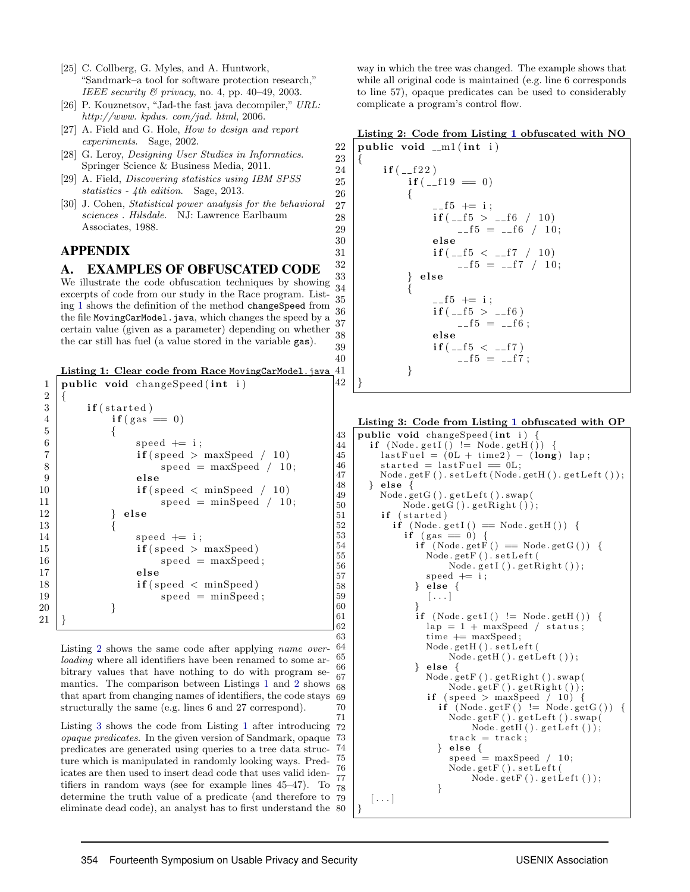[25] C. Collberg, G. Myles, and A. Huntwork, "Sandmark–a tool for software protection research," *IEEE security & privacy*, no. 4, pp. 40–49, 2003.

[26] P. Kouznetsov, "Jad-the fast java decompiler," *URL: http://www. kpdus. com/jad. html*, 2006.

[27] A. Field and G. Hole, *How to design and report experiments*. Sage, 2002.

[28] G. Leroy, *Designing User Studies in Informatics*. Springer Science & Business Media, 2011.

[29] A. Field, *Discovering statistics using IBM SPSS statistics - 4th edition*. Sage, 2013.

[30] J. Cohen, *Statistical power analysis for the behavioral sciences . Hilsdale*. NJ: Lawrence Earlbaum Associates, 1988.

# APPENDIX

## A. EXAMPLES OF OBFUSCATED CODE

We illustrate the code obfuscation techniques by showing excerpts of code from our study in the Race program. Listing 1 shows the definition of the method `changeSpeed` from the file `MovingCarModel.java`, which changes the speed by a certain value (given as a parameter) depending on whether the car still has fuel (a value stored in the variable `gas`).

**Listing 1: Clear code from Race `MovingCarModel.java`**

```
1  public void changeSpeed(int i)
2  {
3      if(started)
4          if(gas == 0)
5          {
6              speed += i;
7              if(speed > maxSpeed / 10)
8                  speed = maxSpeed / 10;
9              else
10             if(speed < minSpeed / 10)
11                 speed = minSpeed / 10;
12         } else
13         {
14             speed += i;
15             if(speed > maxSpeed)
16                 speed = maxSpeed;
17             else
18             if(speed < minSpeed)
19                 speed = minSpeed;
20         }
21 }
```

Listing 2 shows the same code after applying *name overloading* where all identifiers have been renamed to some arbitrary values that have nothing to do with program semantics. The comparison between Listings 1 and 2 shows that apart from changing names of identifiers, the code stays structurally the same (e.g. lines 6 and 27 correspond).

Listing 3 shows the code from Listing 1 after introducing *opaque predicates*. In the given version of Sandmark, opaque predicates are generated using queries to a tree data structure which is manipulated in randomly looking ways. Predicates are then used to insert dead code that uses valid identifiers in random ways (see for example lines 45–47). To determine the truth value of a predicate (and therefore to eliminate dead code), an analyst has to first understand the way in which the tree was changed. The example shows that while all original code is maintained (e.g. line 6 corresponds to line 57), opaque predicates can be used to considerably complicate a program's control flow.

**Listing 2: Code from Listing 1 obfuscated with NO**

```
22 public void __m1(int i)
23 {
24     if(__f22)
25         if(__f19 == 0)
26         {
27             __f5 += i;
28             if(__f5 > __f6 / 10)
29                 __f5 = __f6 / 10;
30             else
31             if(__f5 < __f7 / 10)
32                 __f5 = __f7 / 10;
33         } else
34         {
35             __f5 += i;
36             if(__f5 > __f6)
37                 __f5 = __f6;
38             else
39             if(__f5 < __f7)
40                 __f5 = __f7;
41         }
42 }
```

**Listing 3: Code from Listing 1 obfuscated with OP**

```
43 public void changeSpeed(int i) {
44   if (Node.getI() != Node.getH()) {
45     lastFuel = (0L + time2) - (long) lap;
46     started = lastFuel == 0L;
47     Node.getF().setLeft(Node.getH().getLeft());
48   } else {
49     Node.getG().getLeft().swap(
50         Node.getG().getRight());
51     if (started)
52       if (Node.getI() == Node.getH()) {
53         if (gas == 0) {
54           if (Node.getF() == Node.getG()) {
55             Node.getF().setLeft(
56                 Node.getI().getRight());
57             speed += i;
58           } else {
59             [...]
60           }
61           if (Node.getI() != Node.getH()) {
62             lap = 1 + maxSpeed / status;
63             time += maxSpeed;
64             Node.getH().setLeft(
65                 Node.getH().getLeft());
66           } else {
67             Node.getF().getRight().swap(
68                 Node.getF().getRight());
69             if (speed > maxSpeed / 10) {
70               if (Node.getF() != Node.getG()) {
71                 Node.getF().getLeft().swap(
72                     Node.getH().getLeft());
73                 track = track;
74               } else {
75                 speed = maxSpeed / 10;
76                 Node.getF().setLeft(
77                     Node.getF().getLeft());
78               }
79   [...]
80 }
```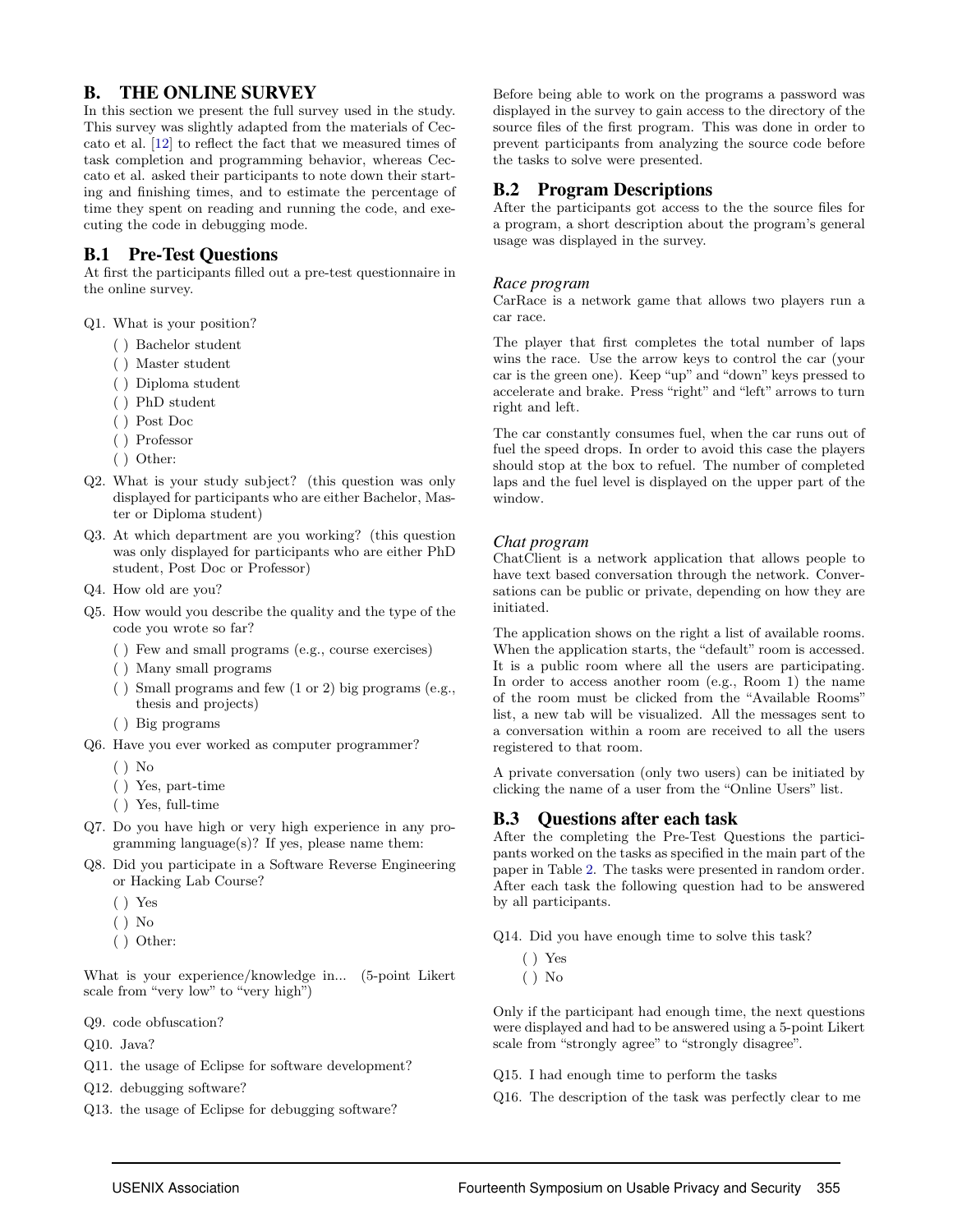## B. THE ONLINE SURVEY

In this section we present the full survey used in the study. This survey was slightly adapted from the materials of Ceccato et al. [12] to reflect the fact that we measured times of task completion and programming behavior, whereas Ceccato et al. asked their participants to note down their starting and finishing times, and to estimate the percentage of time they spent on reading and running the code, and executing the code in debugging mode.

### B.1 Pre-Test Questions

At first the participants filled out a pre-test questionnaire in the online survey.

Q1. What is your position?
- ( ) Bachelor student
- ( ) Master student
- ( ) Diploma student
- ( ) PhD student
- ( ) Post Doc
- ( ) Professor
- ( ) Other:

Q2. What is your study subject? (this question was only displayed for participants who are either Bachelor, Master or Diploma student)

Q3. At which department are you working? (this question was only displayed for participants who are either PhD student, Post Doc or Professor)

Q4. How old are you?

Q5. How would you describe the quality and the type of the code you wrote so far?
- ( ) Few and small programs (e.g., course exercises)
- ( ) Many small programs
- ( ) Small programs and few (1 or 2) big programs (e.g., thesis and projects)
- ( ) Big programs

Q6. Have you ever worked as computer programmer?
- ( ) No
- ( ) Yes, part-time
- ( ) Yes, full-time

Q7. Do you have high or very high experience in any programming language(s)? If yes, please name them:

Q8. Did you participate in a Software Reverse Engineering or Hacking Lab Course?
- ( ) Yes
- ( ) No
- ( ) Other:

What is your experience/knowledge in... (5-point Likert scale from "very low" to "very high")

Q9. code obfuscation?

Q10. Java?

Q11. the usage of Eclipse for software development?

Q12. debugging software?

Q13. the usage of Eclipse for debugging software?

Before being able to work on the programs a password was displayed in the survey to gain access to the directory of the source files of the first program. This was done in order to prevent participants from analyzing the source code before the tasks to solve were presented.

### B.2 Program Descriptions

After the participants got access to the the source files for a program, a short description about the program's general usage was displayed in the survey.

*Race program*

CarRace is a network game that allows two players run a car race.

The player that first completes the total number of laps wins the race. Use the arrow keys to control the car (your car is the green one). Keep "up" and "down" keys pressed to accelerate and brake. Press "right" and "left" arrows to turn right and left.

The car constantly consumes fuel, when the car runs out of fuel the speed drops. In order to avoid this case the players should stop at the box to refuel. The number of completed laps and the fuel level is displayed on the upper part of the window.

*Chat program*

ChatClient is a network application that allows people to have text based conversation through the network. Conversations can be public or private, depending on how they are initiated.

The application shows on the right a list of available rooms. When the application starts, the "default" room is accessed. It is a public room where all the users are participating. In order to access another room (e.g., Room 1) the name of the room must be clicked from the "Available Rooms" list, a new tab will be visualized. All the messages sent to a conversation within a room are received to all the users registered to that room.

A private conversation (only two users) can be initiated by clicking the name of a user from the "Online Users" list.

### B.3 Questions after each task

After the completing the Pre-Test Questions the participants worked on the tasks as specified in the main part of the paper in Table 2. The tasks were presented in random order. After each task the following question had to be answered by all participants.

Q14. Did you have enough time to solve this task?
- ( ) Yes
- ( ) No

Only if the participant had enough time, the next questions were displayed and had to be answered using a 5-point Likert scale from "strongly agree" to "strongly disagree".

Q15. I had enough time to perform the tasks

Q16. The description of the task was perfectly clear to me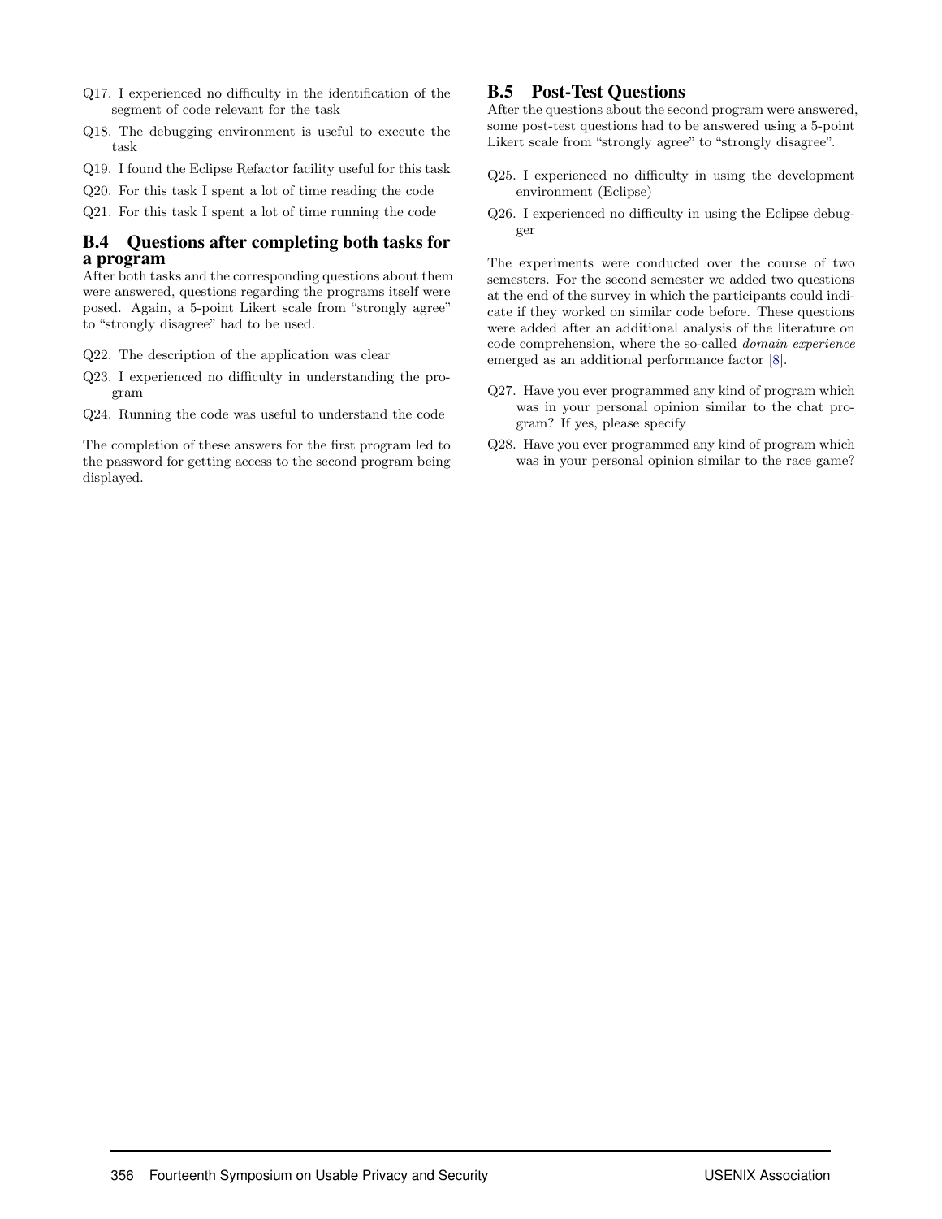Q17. I experienced no difficulty in the identification of the segment of code relevant for the task

Q18. The debugging environment is useful to execute the task

Q19. I found the Eclipse Refactor facility useful for this task

Q20. For this task I spent a lot of time reading the code

Q21. For this task I spent a lot of time running the code

### B.4 Questions after completing both tasks for a program

After both tasks and the corresponding questions about them were answered, questions regarding the programs itself were posed. Again, a 5-point Likert scale from "strongly agree" to "strongly disagree" had to be used.

Q22. The description of the application was clear

Q23. I experienced no difficulty in understanding the program

Q24. Running the code was useful to understand the code

The completion of these answers for the first program led to the password for getting access to the second program being displayed.

### B.5 Post-Test Questions

After the questions about the second program were answered, some post-test questions had to be answered using a 5-point Likert scale from "strongly agree" to "strongly disagree".

Q25. I experienced no difficulty in using the development environment (Eclipse)

Q26. I experienced no difficulty in using the Eclipse debugger

The experiments were conducted over the course of two semesters. For the second semester we added two questions at the end of the survey in which the participants could indicate if they worked on similar code before. These questions were added after an additional analysis of the literature on code comprehension, where the so-called *domain experience* emerged as an additional performance factor [8].

Q27. Have you ever programmed any kind of program which was in your personal opinion similar to the chat program? If yes, please specify

Q28. Have you ever programmed any kind of program which was in your personal opinion similar to the race game?